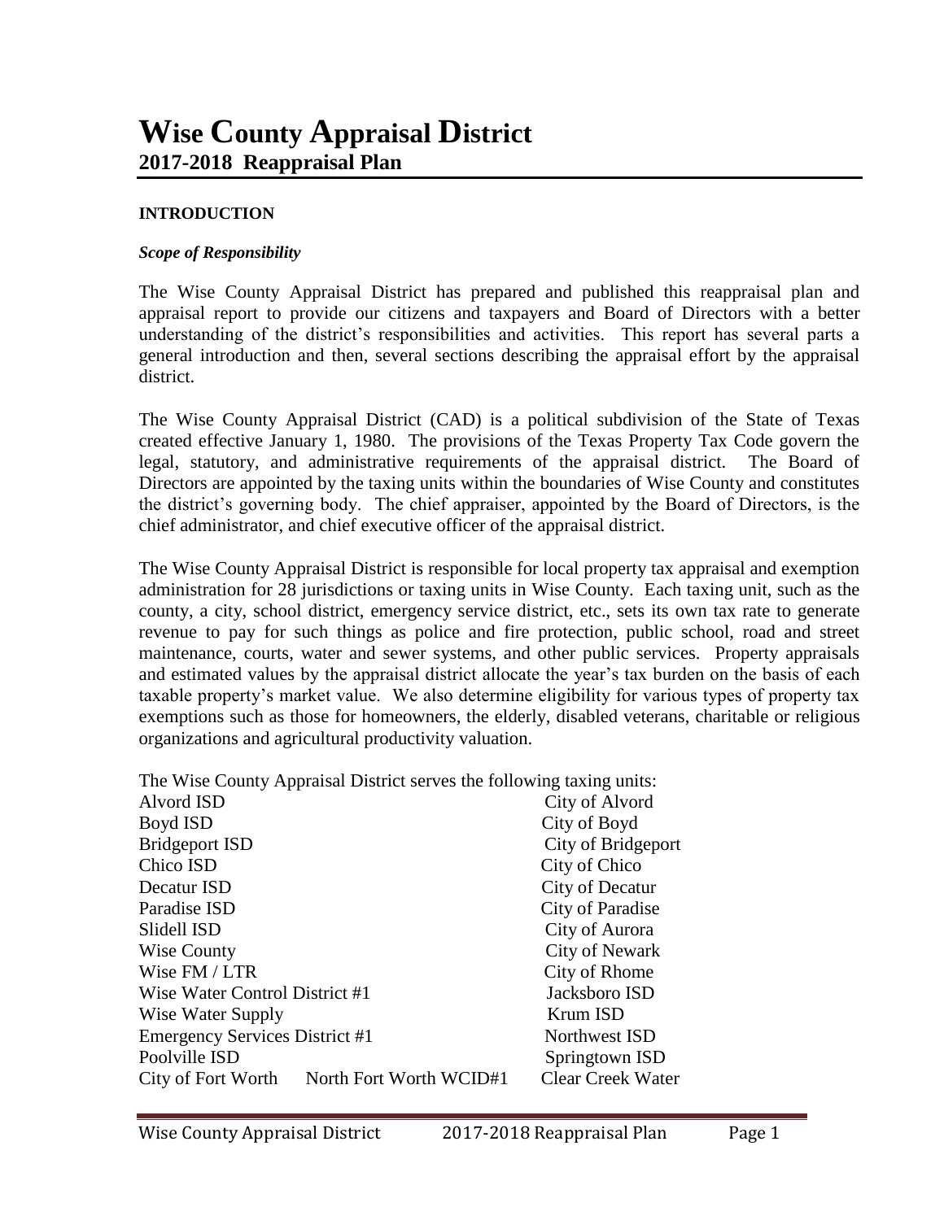# Wise County Appraisal District
## 2017-2018 Reappraisal Plan

### INTRODUCTION

#### *Scope of Responsibility*

The Wise County Appraisal District has prepared and published this reappraisal plan and appraisal report to provide our citizens and taxpayers and Board of Directors with a better understanding of the district's responsibilities and activities. This report has several parts a general introduction and then, several sections describing the appraisal effort by the appraisal district.

The Wise County Appraisal District (CAD) is a political subdivision of the State of Texas created effective January 1, 1980. The provisions of the Texas Property Tax Code govern the legal, statutory, and administrative requirements of the appraisal district. The Board of Directors are appointed by the taxing units within the boundaries of Wise County and constitutes the district's governing body. The chief appraiser, appointed by the Board of Directors, is the chief administrator, and chief executive officer of the appraisal district.

The Wise County Appraisal District is responsible for local property tax appraisal and exemption administration for 28 jurisdictions or taxing units in Wise County. Each taxing unit, such as the county, a city, school district, emergency service district, etc., sets its own tax rate to generate revenue to pay for such things as police and fire protection, public school, road and street maintenance, courts, water and sewer systems, and other public services. Property appraisals and estimated values by the appraisal district allocate the year's tax burden on the basis of each taxable property's market value. We also determine eligibility for various types of property tax exemptions such as those for homeowners, the elderly, disabled veterans, charitable or religious organizations and agricultural productivity valuation.

The Wise County Appraisal District serves the following taxing units:

| | |
|---|---|
| Alvord ISD | City of Alvord |
| Boyd ISD | City of Boyd |
| Bridgeport ISD | City of Bridgeport |
| Chico ISD | City of Chico |
| Decatur ISD | City of Decatur |
| Paradise ISD | City of Paradise |
| Slidell ISD | City of Aurora |
| Wise County | City of Newark |
| Wise FM / LTR | City of Rhome |
| Wise Water Control District #1 | Jacksboro ISD |
| Wise Water Supply | Krum ISD |
| Emergency Services District #1 | Northwest ISD |
| Poolville ISD | Springtown ISD |
| City of Fort Worth | North Fort Worth WCID#1 |
| Clear Creek Water | |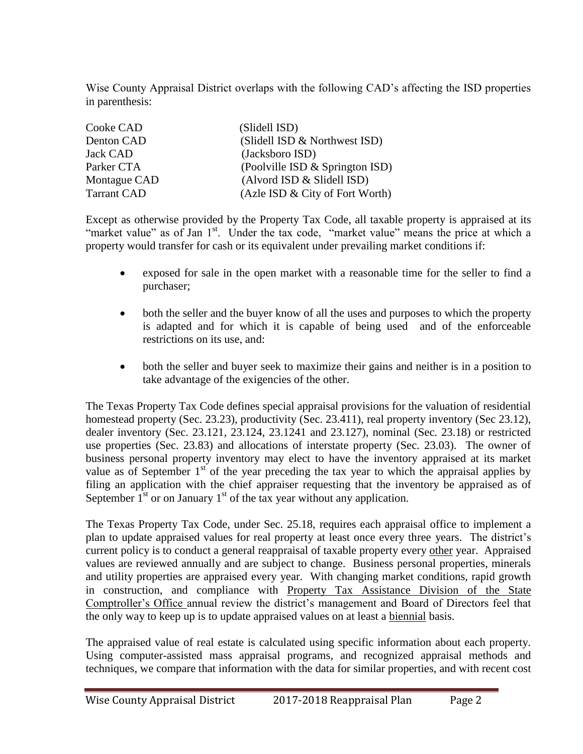Wise County Appraisal District overlaps with the following CAD's affecting the ISD properties in parenthesis:

| | |
|---|---|
| Cooke CAD | (Slidell ISD) |
| Denton CAD | (Slidell ISD & Northwest ISD) |
| Jack CAD | (Jacksboro ISD) |
| Parker CTA | (Poolville ISD & Springton ISD) |
| Montague CAD | (Alvord ISD & Slidell ISD) |
| Tarrant CAD | (Azle ISD & City of Fort Worth) |

Except as otherwise provided by the Property Tax Code, all taxable property is appraised at its "market value" as of Jan 1st. Under the tax code, "market value" means the price at which a property would transfer for cash or its equivalent under prevailing market conditions if:

- exposed for sale in the open market with a reasonable time for the seller to find a purchaser;
- both the seller and the buyer know of all the uses and purposes to which the property is adapted and for which it is capable of being used and of the enforceable restrictions on its use, and:
- both the seller and buyer seek to maximize their gains and neither is in a position to take advantage of the exigencies of the other.

The Texas Property Tax Code defines special appraisal provisions for the valuation of residential homestead property (Sec. 23.23), productivity (Sec. 23.411), real property inventory (Sec 23.12), dealer inventory (Sec. 23.121, 23.124, 23.1241 and 23.127), nominal (Sec. 23.18) or restricted use properties (Sec. 23.83) and allocations of interstate property (Sec. 23.03). The owner of business personal property inventory may elect to have the inventory appraised at its market value as of September 1st of the year preceding the tax year to which the appraisal applies by filing an application with the chief appraiser requesting that the inventory be appraised as of September 1st or on January 1st of the tax year without any application.

The Texas Property Tax Code, under Sec. 25.18, requires each appraisal office to implement a plan to update appraised values for real property at least once every three years. The district's current policy is to conduct a general reappraisal of taxable property every <u>other</u> year. Appraised values are reviewed annually and are subject to change. Business personal properties, minerals and utility properties are appraised every year. With changing market conditions, rapid growth in construction, and compliance with <u>Property Tax Assistance Division of the State Comptroller's Office</u> annual review the district's management and Board of Directors feel that the only way to keep up is to update appraised values on at least a <u>biennial</u> basis.

The appraised value of real estate is calculated using specific information about each property. Using computer-assisted mass appraisal programs, and recognized appraisal methods and techniques, we compare that information with the data for similar properties, and with recent cost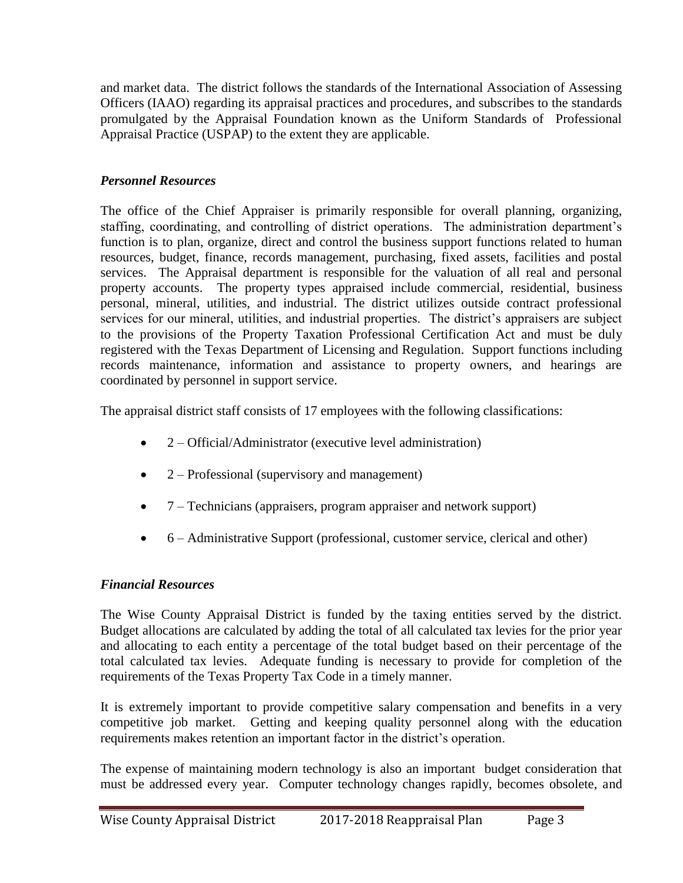and market data. The district follows the standards of the International Association of Assessing Officers (IAAO) regarding its appraisal practices and procedures, and subscribes to the standards promulgated by the Appraisal Foundation known as the Uniform Standards of Professional Appraisal Practice (USPAP) to the extent they are applicable.

### *Personnel Resources*

The office of the Chief Appraiser is primarily responsible for overall planning, organizing, staffing, coordinating, and controlling of district operations. The administration department's function is to plan, organize, direct and control the business support functions related to human resources, budget, finance, records management, purchasing, fixed assets, facilities and postal services. The Appraisal department is responsible for the valuation of all real and personal property accounts. The property types appraised include commercial, residential, business personal, mineral, utilities, and industrial. The district utilizes outside contract professional services for our mineral, utilities, and industrial properties. The district's appraisers are subject to the provisions of the Property Taxation Professional Certification Act and must be duly registered with the Texas Department of Licensing and Regulation. Support functions including records maintenance, information and assistance to property owners, and hearings are coordinated by personnel in support service.

The appraisal district staff consists of 17 employees with the following classifications:

- 2 – Official/Administrator (executive level administration)
- 2 – Professional (supervisory and management)
- 7 – Technicians (appraisers, program appraiser and network support)
- 6 – Administrative Support (professional, customer service, clerical and other)

### *Financial Resources*

The Wise County Appraisal District is funded by the taxing entities served by the district. Budget allocations are calculated by adding the total of all calculated tax levies for the prior year and allocating to each entity a percentage of the total budget based on their percentage of the total calculated tax levies. Adequate funding is necessary to provide for completion of the requirements of the Texas Property Tax Code in a timely manner.

It is extremely important to provide competitive salary compensation and benefits in a very competitive job market. Getting and keeping quality personnel along with the education requirements makes retention an important factor in the district's operation.

The expense of maintaining modern technology is also an important budget consideration that must be addressed every year. Computer technology changes rapidly, becomes obsolete, and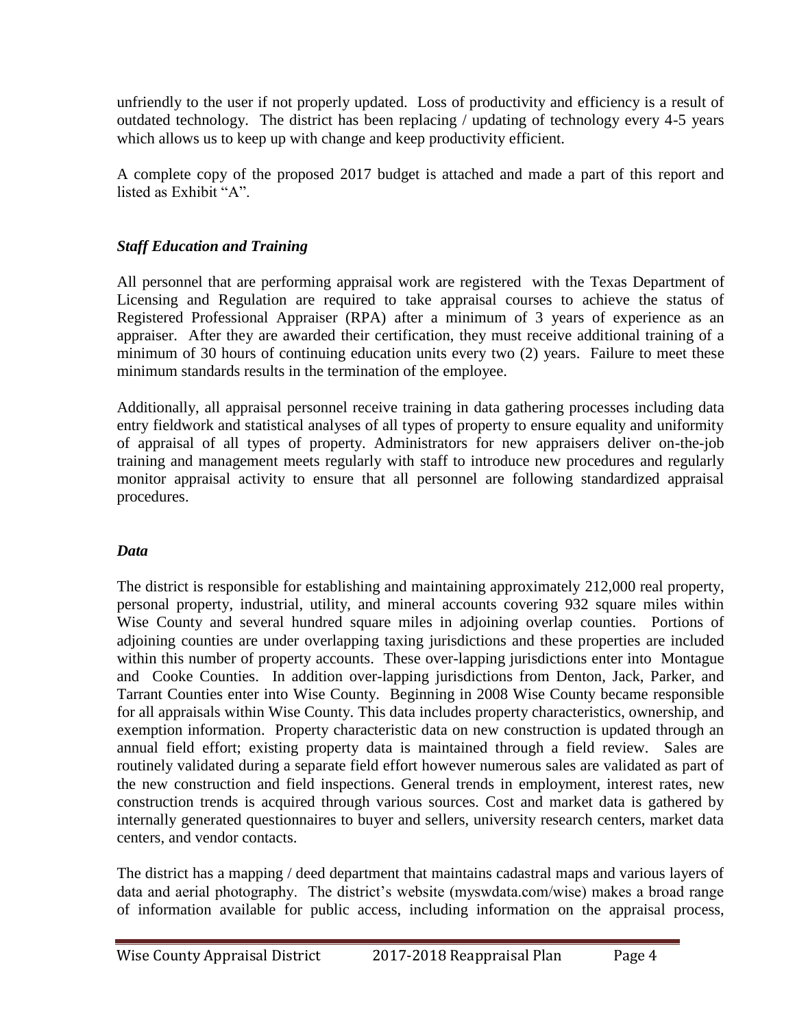unfriendly to the user if not properly updated. Loss of productivity and efficiency is a result of outdated technology. The district has been replacing / updating of technology every 4-5 years which allows us to keep up with change and keep productivity efficient.

A complete copy of the proposed 2017 budget is attached and made a part of this report and listed as Exhibit "A".

### *Staff Education and Training*

All personnel that are performing appraisal work are registered with the Texas Department of Licensing and Regulation are required to take appraisal courses to achieve the status of Registered Professional Appraiser (RPA) after a minimum of 3 years of experience as an appraiser. After they are awarded their certification, they must receive additional training of a minimum of 30 hours of continuing education units every two (2) years. Failure to meet these minimum standards results in the termination of the employee.

Additionally, all appraisal personnel receive training in data gathering processes including data entry fieldwork and statistical analyses of all types of property to ensure equality and uniformity of appraisal of all types of property. Administrators for new appraisers deliver on-the-job training and management meets regularly with staff to introduce new procedures and regularly monitor appraisal activity to ensure that all personnel are following standardized appraisal procedures.

### *Data*

The district is responsible for establishing and maintaining approximately 212,000 real property, personal property, industrial, utility, and mineral accounts covering 932 square miles within Wise County and several hundred square miles in adjoining overlap counties. Portions of adjoining counties are under overlapping taxing jurisdictions and these properties are included within this number of property accounts. These over-lapping jurisdictions enter into Montague and Cooke Counties. In addition over-lapping jurisdictions from Denton, Jack, Parker, and Tarrant Counties enter into Wise County. Beginning in 2008 Wise County became responsible for all appraisals within Wise County. This data includes property characteristics, ownership, and exemption information. Property characteristic data on new construction is updated through an annual field effort; existing property data is maintained through a field review. Sales are routinely validated during a separate field effort however numerous sales are validated as part of the new construction and field inspections. General trends in employment, interest rates, new construction trends is acquired through various sources. Cost and market data is gathered by internally generated questionnaires to buyer and sellers, university research centers, market data centers, and vendor contacts.

The district has a mapping / deed department that maintains cadastral maps and various layers of data and aerial photography. The district's website (myswdata.com/wise) makes a broad range of information available for public access, including information on the appraisal process,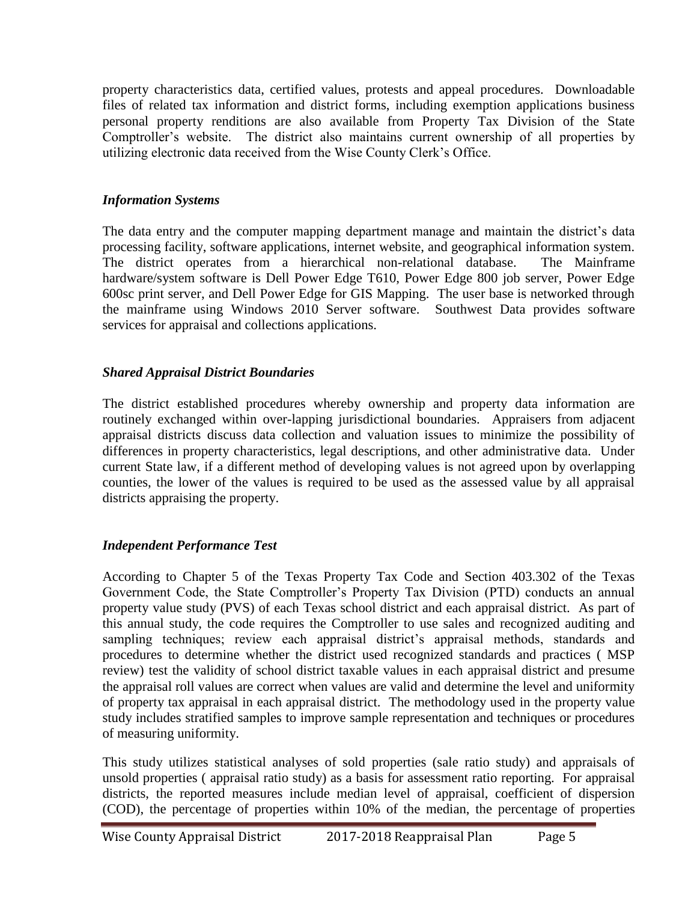property characteristics data, certified values, protests and appeal procedures. Downloadable files of related tax information and district forms, including exemption applications business personal property renditions are also available from Property Tax Division of the State Comptroller's website. The district also maintains current ownership of all properties by utilizing electronic data received from the Wise County Clerk's Office.

### *Information Systems*

The data entry and the computer mapping department manage and maintain the district's data processing facility, software applications, internet website, and geographical information system. The district operates from a hierarchical non-relational database. The Mainframe hardware/system software is Dell Power Edge T610, Power Edge 800 job server, Power Edge 600sc print server, and Dell Power Edge for GIS Mapping. The user base is networked through the mainframe using Windows 2010 Server software. Southwest Data provides software services for appraisal and collections applications.

### *Shared Appraisal District Boundaries*

The district established procedures whereby ownership and property data information are routinely exchanged within over-lapping jurisdictional boundaries. Appraisers from adjacent appraisal districts discuss data collection and valuation issues to minimize the possibility of differences in property characteristics, legal descriptions, and other administrative data. Under current State law, if a different method of developing values is not agreed upon by overlapping counties, the lower of the values is required to be used as the assessed value by all appraisal districts appraising the property.

### *Independent Performance Test*

According to Chapter 5 of the Texas Property Tax Code and Section 403.302 of the Texas Government Code, the State Comptroller's Property Tax Division (PTD) conducts an annual property value study (PVS) of each Texas school district and each appraisal district. As part of this annual study, the code requires the Comptroller to use sales and recognized auditing and sampling techniques; review each appraisal district's appraisal methods, standards and procedures to determine whether the district used recognized standards and practices ( MSP review) test the validity of school district taxable values in each appraisal district and presume the appraisal roll values are correct when values are valid and determine the level and uniformity of property tax appraisal in each appraisal district. The methodology used in the property value study includes stratified samples to improve sample representation and techniques or procedures of measuring uniformity.

This study utilizes statistical analyses of sold properties (sale ratio study) and appraisals of unsold properties ( appraisal ratio study) as a basis for assessment ratio reporting. For appraisal districts, the reported measures include median level of appraisal, coefficient of dispersion (COD), the percentage of properties within 10% of the median, the percentage of properties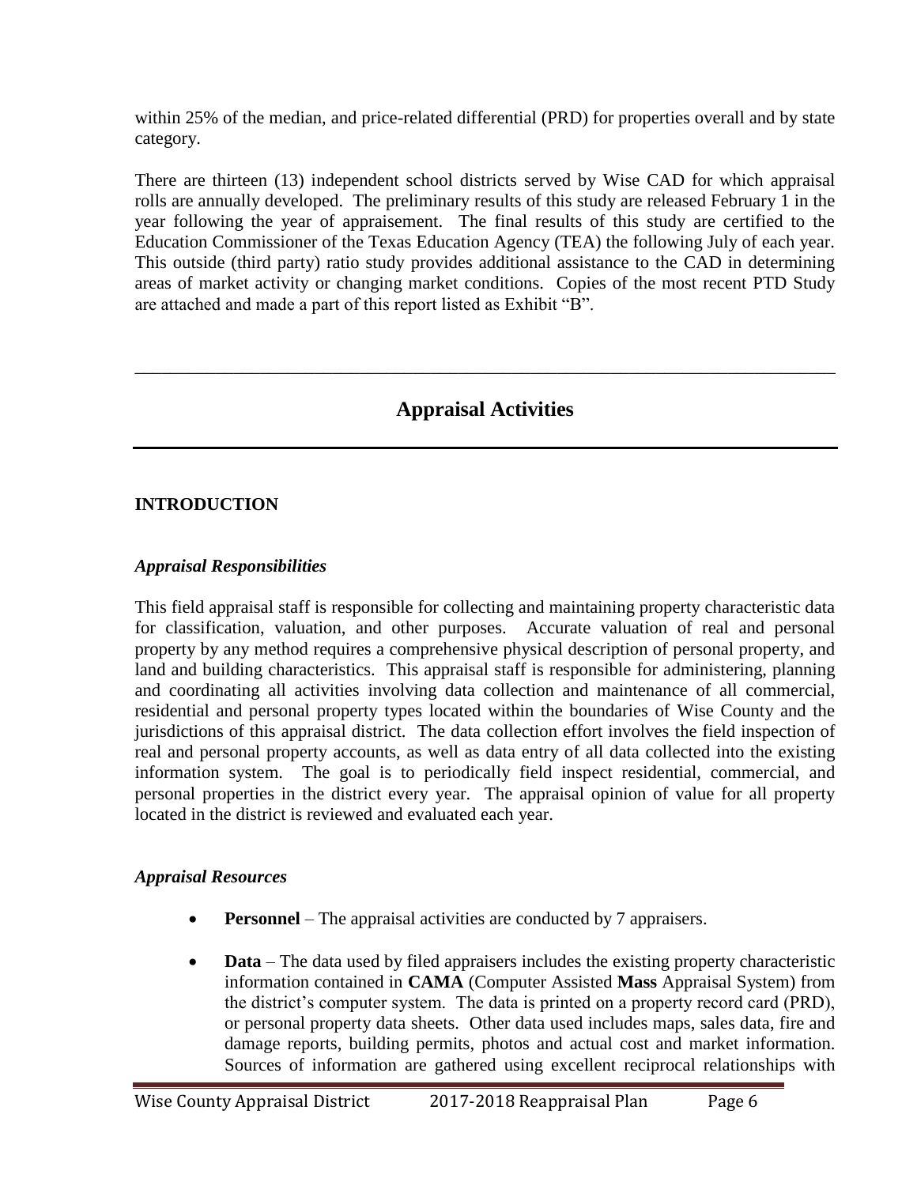within 25% of the median, and price-related differential (PRD) for properties overall and by state category.

There are thirteen (13) independent school districts served by Wise CAD for which appraisal rolls are annually developed. The preliminary results of this study are released February 1 in the year following the year of appraisement. The final results of this study are certified to the Education Commissioner of the Texas Education Agency (TEA) the following July of each year. This outside (third party) ratio study provides additional assistance to the CAD in determining areas of market activity or changing market conditions. Copies of the most recent PTD Study are attached and made a part of this report listed as Exhibit "B".

---

## Appraisal Activities

---

### INTRODUCTION

#### *Appraisal Responsibilities*

This field appraisal staff is responsible for collecting and maintaining property characteristic data for classification, valuation, and other purposes. Accurate valuation of real and personal property by any method requires a comprehensive physical description of personal property, and land and building characteristics. This appraisal staff is responsible for administering, planning and coordinating all activities involving data collection and maintenance of all commercial, residential and personal property types located within the boundaries of Wise County and the jurisdictions of this appraisal district. The data collection effort involves the field inspection of real and personal property accounts, as well as data entry of all data collected into the existing information system. The goal is to periodically field inspect residential, commercial, and personal properties in the district every year. The appraisal opinion of value for all property located in the district is reviewed and evaluated each year.

#### *Appraisal Resources*

- **Personnel** – The appraisal activities are conducted by 7 appraisers.
- **Data** – The data used by filed appraisers includes the existing property characteristic information contained in **CAMA** (Computer Assisted **Mass** Appraisal System) from the district's computer system. The data is printed on a property record card (PRD), or personal property data sheets. Other data used includes maps, sales data, fire and damage reports, building permits, photos and actual cost and market information. Sources of information are gathered using excellent reciprocal relationships with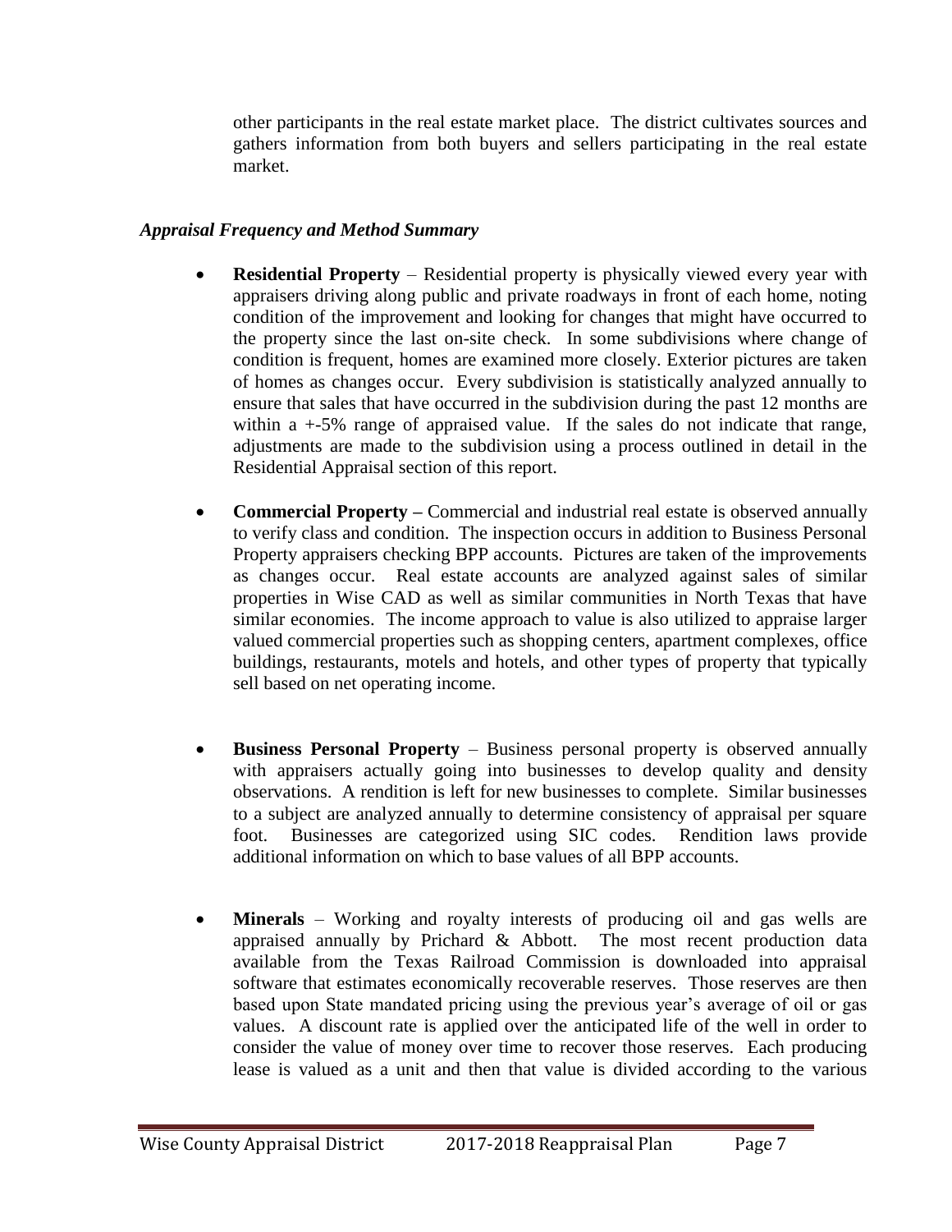other participants in the real estate market place. The district cultivates sources and gathers information from both buyers and sellers participating in the real estate market.

### *Appraisal Frequency and Method Summary*

- **Residential Property** – Residential property is physically viewed every year with appraisers driving along public and private roadways in front of each home, noting condition of the improvement and looking for changes that might have occurred to the property since the last on-site check. In some subdivisions where change of condition is frequent, homes are examined more closely. Exterior pictures are taken of homes as changes occur. Every subdivision is statistically analyzed annually to ensure that sales that have occurred in the subdivision during the past 12 months are within a +-5% range of appraised value. If the sales do not indicate that range, adjustments are made to the subdivision using a process outlined in detail in the Residential Appraisal section of this report.

- **Commercial Property –** Commercial and industrial real estate is observed annually to verify class and condition. The inspection occurs in addition to Business Personal Property appraisers checking BPP accounts. Pictures are taken of the improvements as changes occur. Real estate accounts are analyzed against sales of similar properties in Wise CAD as well as similar communities in North Texas that have similar economies. The income approach to value is also utilized to appraise larger valued commercial properties such as shopping centers, apartment complexes, office buildings, restaurants, motels and hotels, and other types of property that typically sell based on net operating income.

- **Business Personal Property** – Business personal property is observed annually with appraisers actually going into businesses to develop quality and density observations. A rendition is left for new businesses to complete. Similar businesses to a subject are analyzed annually to determine consistency of appraisal per square foot. Businesses are categorized using SIC codes. Rendition laws provide additional information on which to base values of all BPP accounts.

- **Minerals** – Working and royalty interests of producing oil and gas wells are appraised annually by Prichard & Abbott. The most recent production data available from the Texas Railroad Commission is downloaded into appraisal software that estimates economically recoverable reserves. Those reserves are then based upon State mandated pricing using the previous year's average of oil or gas values. A discount rate is applied over the anticipated life of the well in order to consider the value of money over time to recover those reserves. Each producing lease is valued as a unit and then that value is divided according to the various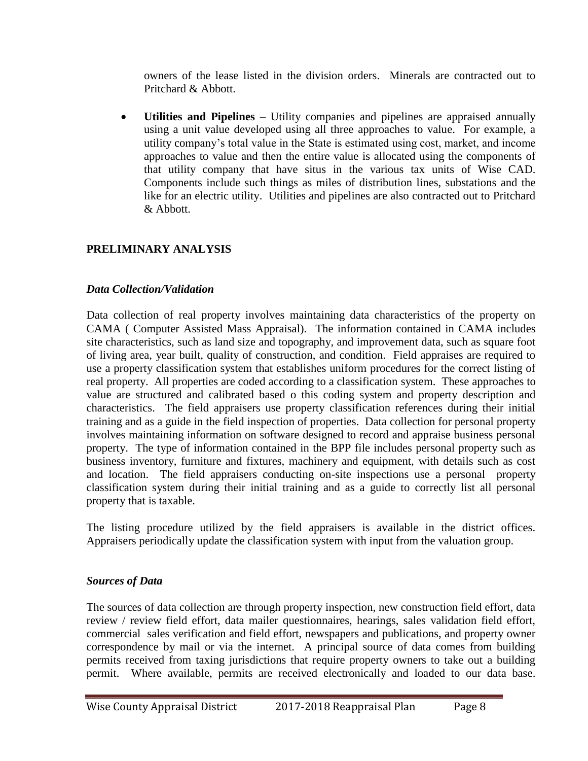owners of the lease listed in the division orders. Minerals are contracted out to Pritchard & Abbott.

- **Utilities and Pipelines** – Utility companies and pipelines are appraised annually using a unit value developed using all three approaches to value. For example, a utility company's total value in the State is estimated using cost, market, and income approaches to value and then the entire value is allocated using the components of that utility company that have situs in the various tax units of Wise CAD. Components include such things as miles of distribution lines, substations and the like for an electric utility. Utilities and pipelines are also contracted out to Pritchard & Abbott.

## PRELIMINARY ANALYSIS

### *Data Collection/Validation*

Data collection of real property involves maintaining data characteristics of the property on CAMA ( Computer Assisted Mass Appraisal). The information contained in CAMA includes site characteristics, such as land size and topography, and improvement data, such as square foot of living area, year built, quality of construction, and condition. Field appraises are required to use a property classification system that establishes uniform procedures for the correct listing of real property. All properties are coded according to a classification system. These approaches to value are structured and calibrated based o this coding system and property description and characteristics. The field appraisers use property classification references during their initial training and as a guide in the field inspection of properties. Data collection for personal property involves maintaining information on software designed to record and appraise business personal property. The type of information contained in the BPP file includes personal property such as business inventory, furniture and fixtures, machinery and equipment, with details such as cost and location. The field appraisers conducting on-site inspections use a personal property classification system during their initial training and as a guide to correctly list all personal property that is taxable.

The listing procedure utilized by the field appraisers is available in the district offices. Appraisers periodically update the classification system with input from the valuation group.

### *Sources of Data*

The sources of data collection are through property inspection, new construction field effort, data review / review field effort, data mailer questionnaires, hearings, sales validation field effort, commercial sales verification and field effort, newspapers and publications, and property owner correspondence by mail or via the internet. A principal source of data comes from building permits received from taxing jurisdictions that require property owners to take out a building permit. Where available, permits are received electronically and loaded to our data base.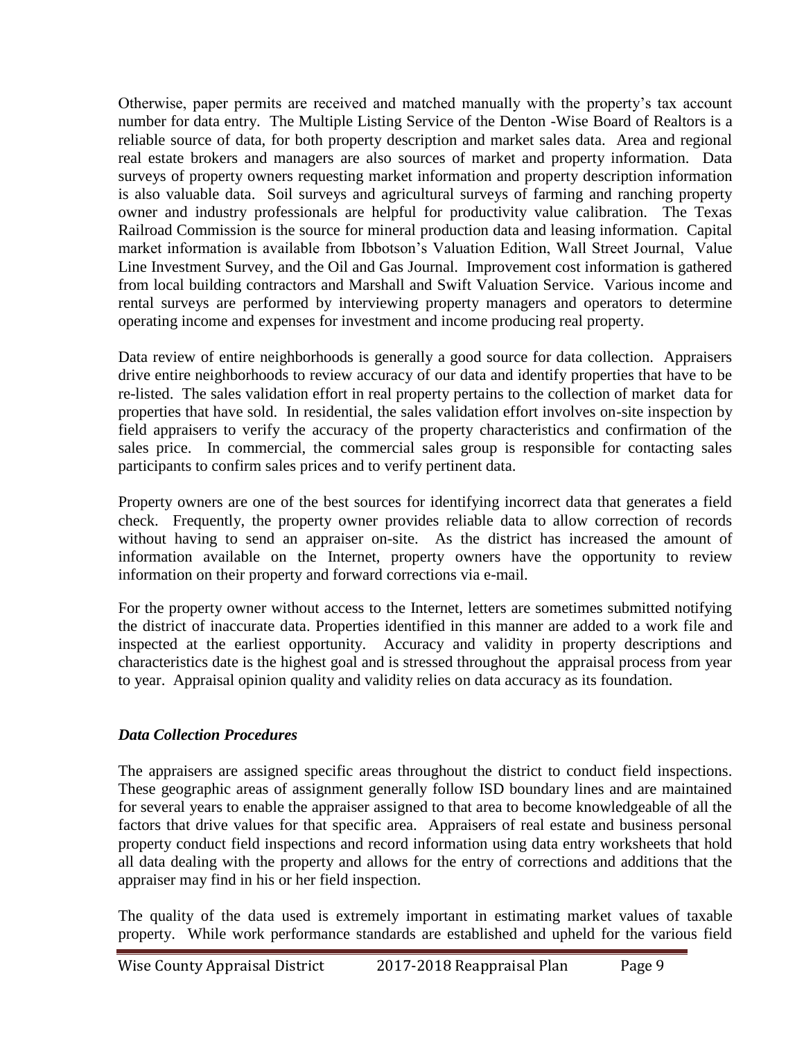Otherwise, paper permits are received and matched manually with the property's tax account number for data entry. The Multiple Listing Service of the Denton -Wise Board of Realtors is a reliable source of data, for both property description and market sales data. Area and regional real estate brokers and managers are also sources of market and property information. Data surveys of property owners requesting market information and property description information is also valuable data. Soil surveys and agricultural surveys of farming and ranching property owner and industry professionals are helpful for productivity value calibration. The Texas Railroad Commission is the source for mineral production data and leasing information. Capital market information is available from Ibbotson's Valuation Edition, Wall Street Journal, Value Line Investment Survey, and the Oil and Gas Journal. Improvement cost information is gathered from local building contractors and Marshall and Swift Valuation Service. Various income and rental surveys are performed by interviewing property managers and operators to determine operating income and expenses for investment and income producing real property.

Data review of entire neighborhoods is generally a good source for data collection. Appraisers drive entire neighborhoods to review accuracy of our data and identify properties that have to be re-listed. The sales validation effort in real property pertains to the collection of market data for properties that have sold. In residential, the sales validation effort involves on-site inspection by field appraisers to verify the accuracy of the property characteristics and confirmation of the sales price. In commercial, the commercial sales group is responsible for contacting sales participants to confirm sales prices and to verify pertinent data.

Property owners are one of the best sources for identifying incorrect data that generates a field check. Frequently, the property owner provides reliable data to allow correction of records without having to send an appraiser on-site. As the district has increased the amount of information available on the Internet, property owners have the opportunity to review information on their property and forward corrections via e-mail.

For the property owner without access to the Internet, letters are sometimes submitted notifying the district of inaccurate data. Properties identified in this manner are added to a work file and inspected at the earliest opportunity. Accuracy and validity in property descriptions and characteristics date is the highest goal and is stressed throughout the appraisal process from year to year. Appraisal opinion quality and validity relies on data accuracy as its foundation.

### *Data Collection Procedures*

The appraisers are assigned specific areas throughout the district to conduct field inspections. These geographic areas of assignment generally follow ISD boundary lines and are maintained for several years to enable the appraiser assigned to that area to become knowledgeable of all the factors that drive values for that specific area. Appraisers of real estate and business personal property conduct field inspections and record information using data entry worksheets that hold all data dealing with the property and allows for the entry of corrections and additions that the appraiser may find in his or her field inspection.

The quality of the data used is extremely important in estimating market values of taxable property. While work performance standards are established and upheld for the various field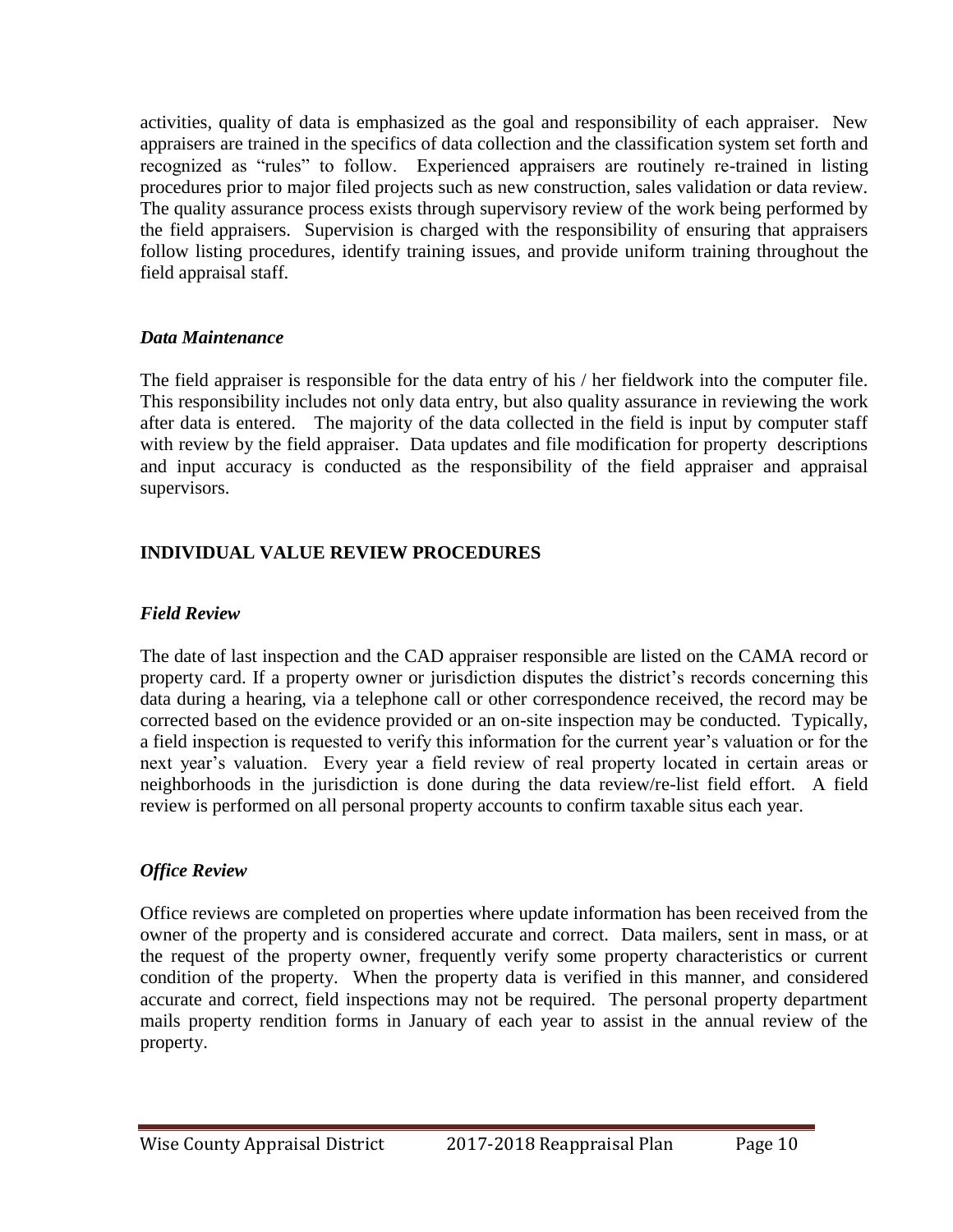activities, quality of data is emphasized as the goal and responsibility of each appraiser. New appraisers are trained in the specifics of data collection and the classification system set forth and recognized as "rules" to follow. Experienced appraisers are routinely re-trained in listing procedures prior to major filed projects such as new construction, sales validation or data review. The quality assurance process exists through supervisory review of the work being performed by the field appraisers. Supervision is charged with the responsibility of ensuring that appraisers follow listing procedures, identify training issues, and provide uniform training throughout the field appraisal staff.

### *Data Maintenance*

The field appraiser is responsible for the data entry of his / her fieldwork into the computer file. This responsibility includes not only data entry, but also quality assurance in reviewing the work after data is entered. The majority of the data collected in the field is input by computer staff with review by the field appraiser. Data updates and file modification for property descriptions and input accuracy is conducted as the responsibility of the field appraiser and appraisal supervisors.

## INDIVIDUAL VALUE REVIEW PROCEDURES

### *Field Review*

The date of last inspection and the CAD appraiser responsible are listed on the CAMA record or property card. If a property owner or jurisdiction disputes the district's records concerning this data during a hearing, via a telephone call or other correspondence received, the record may be corrected based on the evidence provided or an on-site inspection may be conducted. Typically, a field inspection is requested to verify this information for the current year's valuation or for the next year's valuation. Every year a field review of real property located in certain areas or neighborhoods in the jurisdiction is done during the data review/re-list field effort. A field review is performed on all personal property accounts to confirm taxable situs each year.

### *Office Review*

Office reviews are completed on properties where update information has been received from the owner of the property and is considered accurate and correct. Data mailers, sent in mass, or at the request of the property owner, frequently verify some property characteristics or current condition of the property. When the property data is verified in this manner, and considered accurate and correct, field inspections may not be required. The personal property department mails property rendition forms in January of each year to assist in the annual review of the property.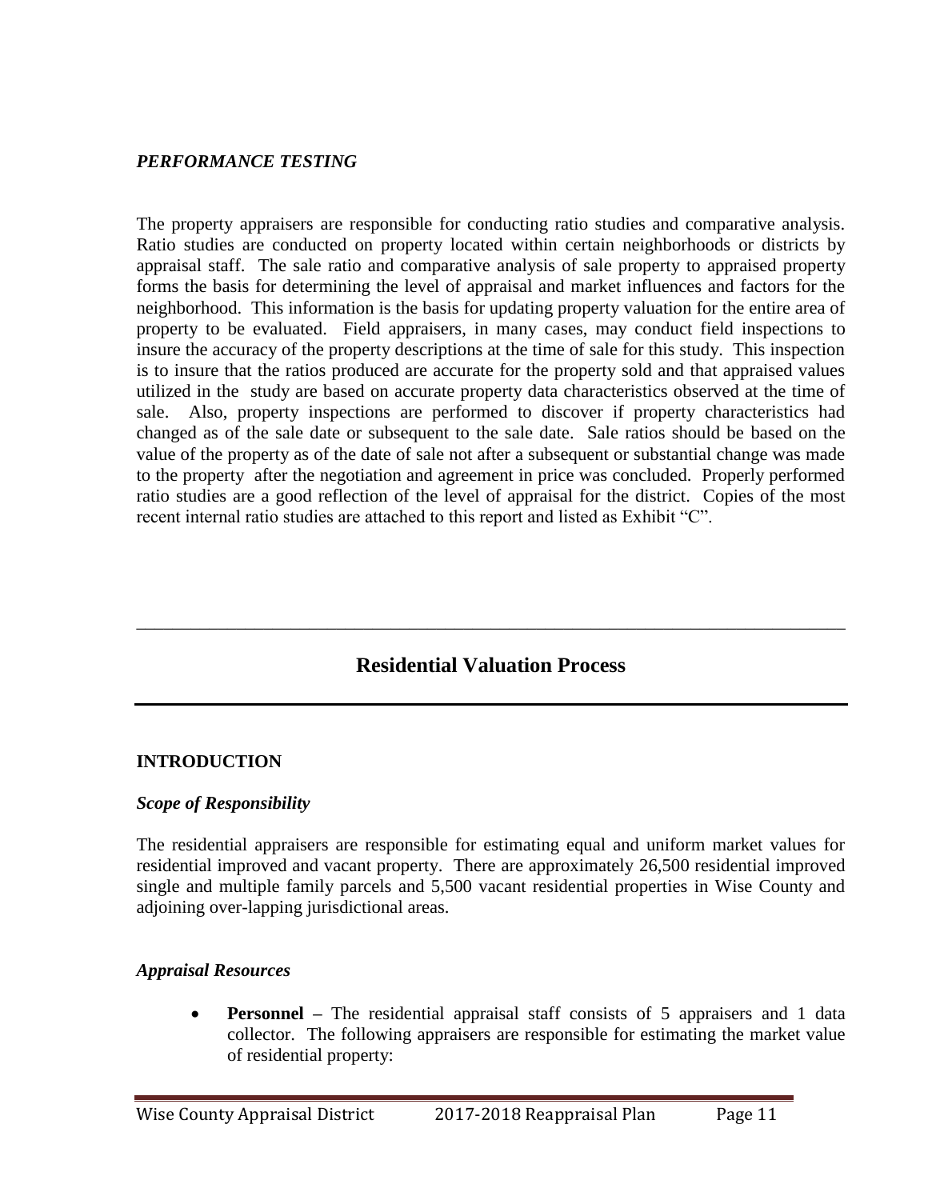### *PERFORMANCE TESTING*

The property appraisers are responsible for conducting ratio studies and comparative analysis. Ratio studies are conducted on property located within certain neighborhoods or districts by appraisal staff. The sale ratio and comparative analysis of sale property to appraised property forms the basis for determining the level of appraisal and market influences and factors for the neighborhood. This information is the basis for updating property valuation for the entire area of property to be evaluated. Field appraisers, in many cases, may conduct field inspections to insure the accuracy of the property descriptions at the time of sale for this study. This inspection is to insure that the ratios produced are accurate for the property sold and that appraised values utilized in the study are based on accurate property data characteristics observed at the time of sale. Also, property inspections are performed to discover if property characteristics had changed as of the sale date or subsequent to the sale date. Sale ratios should be based on the value of the property as of the date of sale not after a subsequent or substantial change was made to the property after the negotiation and agreement in price was concluded. Properly performed ratio studies are a good reflection of the level of appraisal for the district. Copies of the most recent internal ratio studies are attached to this report and listed as Exhibit "C".

---

## Residential Valuation Process

---

### INTRODUCTION

#### *Scope of Responsibility*

The residential appraisers are responsible for estimating equal and uniform market values for residential improved and vacant property. There are approximately 26,500 residential improved single and multiple family parcels and 5,500 vacant residential properties in Wise County and adjoining over-lapping jurisdictional areas.

#### *Appraisal Resources*

- **Personnel –** The residential appraisal staff consists of 5 appraisers and 1 data collector. The following appraisers are responsible for estimating the market value of residential property: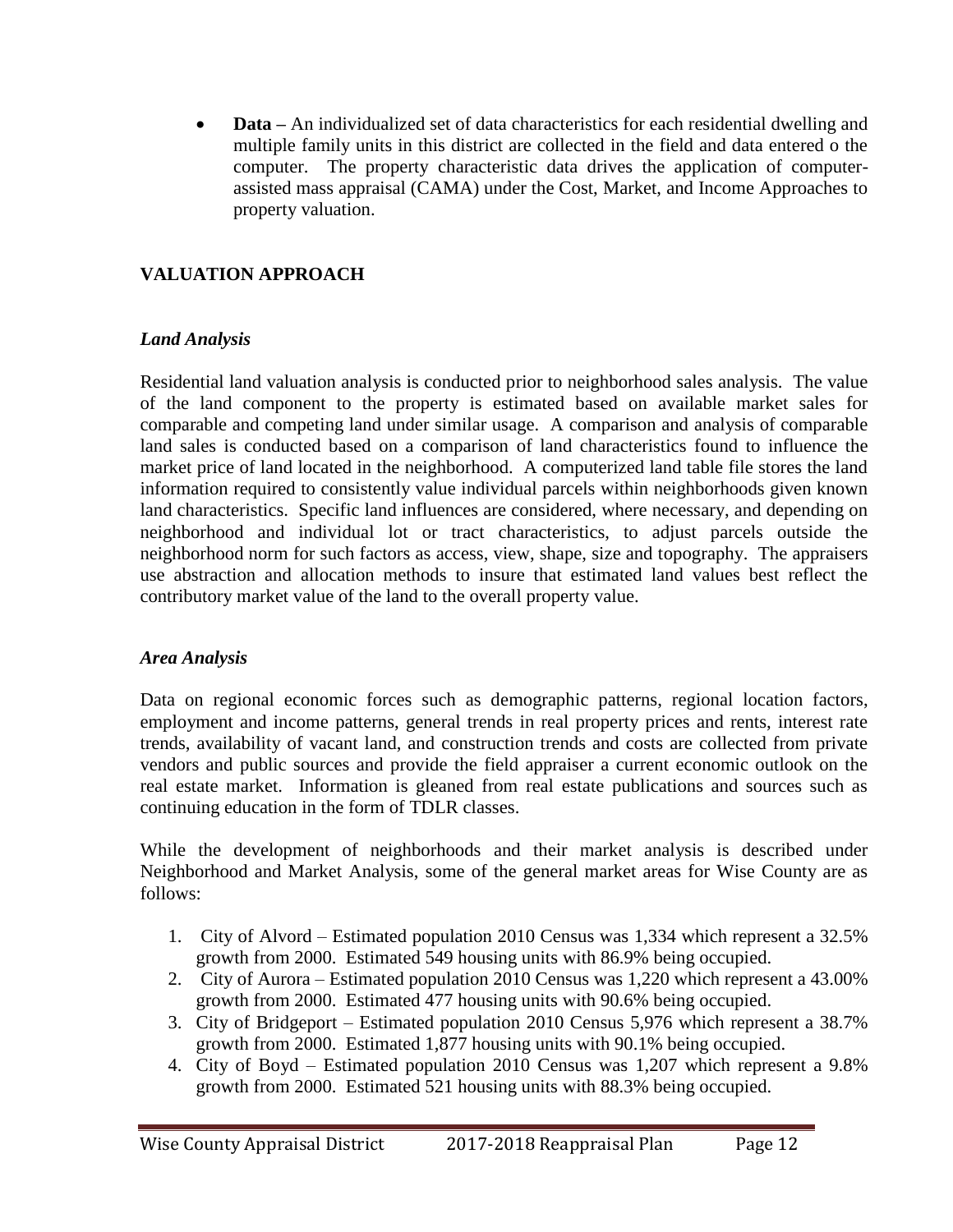- **Data –** An individualized set of data characteristics for each residential dwelling and multiple family units in this district are collected in the field and data entered o the computer. The property characteristic data drives the application of computer-assisted mass appraisal (CAMA) under the Cost, Market, and Income Approaches to property valuation.

## VALUATION APPROACH

### *Land Analysis*

Residential land valuation analysis is conducted prior to neighborhood sales analysis. The value of the land component to the property is estimated based on available market sales for comparable and competing land under similar usage. A comparison and analysis of comparable land sales is conducted based on a comparison of land characteristics found to influence the market price of land located in the neighborhood. A computerized land table file stores the land information required to consistently value individual parcels within neighborhoods given known land characteristics. Specific land influences are considered, where necessary, and depending on neighborhood and individual lot or tract characteristics, to adjust parcels outside the neighborhood norm for such factors as access, view, shape, size and topography. The appraisers use abstraction and allocation methods to insure that estimated land values best reflect the contributory market value of the land to the overall property value.

### *Area Analysis*

Data on regional economic forces such as demographic patterns, regional location factors, employment and income patterns, general trends in real property prices and rents, interest rate trends, availability of vacant land, and construction trends and costs are collected from private vendors and public sources and provide the field appraiser a current economic outlook on the real estate market. Information is gleaned from real estate publications and sources such as continuing education in the form of TDLR classes.

While the development of neighborhoods and their market analysis is described under Neighborhood and Market Analysis, some of the general market areas for Wise County are as follows:

1. City of Alvord – Estimated population 2010 Census was 1,334 which represent a 32.5% growth from 2000. Estimated 549 housing units with 86.9% being occupied.
2. City of Aurora – Estimated population 2010 Census was 1,220 which represent a 43.00% growth from 2000. Estimated 477 housing units with 90.6% being occupied.
3. City of Bridgeport – Estimated population 2010 Census 5,976 which represent a 38.7% growth from 2000. Estimated 1,877 housing units with 90.1% being occupied.
4. City of Boyd – Estimated population 2010 Census was 1,207 which represent a 9.8% growth from 2000. Estimated 521 housing units with 88.3% being occupied.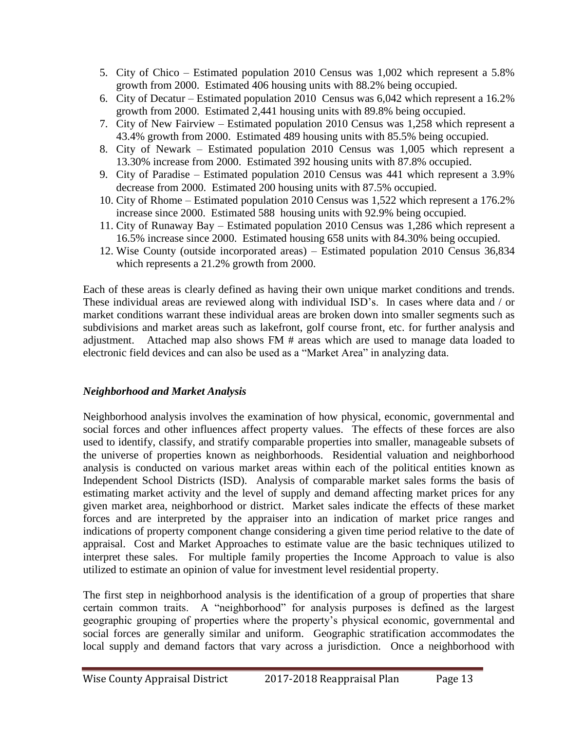5. City of Chico – Estimated population 2010 Census was 1,002 which represent a 5.8% growth from 2000. Estimated 406 housing units with 88.2% being occupied.
6. City of Decatur – Estimated population 2010 Census was 6,042 which represent a 16.2% growth from 2000. Estimated 2,441 housing units with 89.8% being occupied.
7. City of New Fairview – Estimated population 2010 Census was 1,258 which represent a 43.4% growth from 2000. Estimated 489 housing units with 85.5% being occupied.
8. City of Newark – Estimated population 2010 Census was 1,005 which represent a 13.30% increase from 2000. Estimated 392 housing units with 87.8% occupied.
9. City of Paradise – Estimated population 2010 Census was 441 which represent a 3.9% decrease from 2000. Estimated 200 housing units with 87.5% occupied.
10. City of Rhome – Estimated population 2010 Census was 1,522 which represent a 176.2% increase since 2000. Estimated 588 housing units with 92.9% being occupied.
11. City of Runaway Bay – Estimated population 2010 Census was 1,286 which represent a 16.5% increase since 2000. Estimated housing 658 units with 84.30% being occupied.
12. Wise County (outside incorporated areas) – Estimated population 2010 Census 36,834 which represents a 21.2% growth from 2000.

Each of these areas is clearly defined as having their own unique market conditions and trends. These individual areas are reviewed along with individual ISD's. In cases where data and / or market conditions warrant these individual areas are broken down into smaller segments such as subdivisions and market areas such as lakefront, golf course front, etc. for further analysis and adjustment. Attached map also shows FM # areas which are used to manage data loaded to electronic field devices and can also be used as a "Market Area" in analyzing data.

### *Neighborhood and Market Analysis*

Neighborhood analysis involves the examination of how physical, economic, governmental and social forces and other influences affect property values. The effects of these forces are also used to identify, classify, and stratify comparable properties into smaller, manageable subsets of the universe of properties known as neighborhoods. Residential valuation and neighborhood analysis is conducted on various market areas within each of the political entities known as Independent School Districts (ISD). Analysis of comparable market sales forms the basis of estimating market activity and the level of supply and demand affecting market prices for any given market area, neighborhood or district. Market sales indicate the effects of these market forces and are interpreted by the appraiser into an indication of market price ranges and indications of property component change considering a given time period relative to the date of appraisal. Cost and Market Approaches to estimate value are the basic techniques utilized to interpret these sales. For multiple family properties the Income Approach to value is also utilized to estimate an opinion of value for investment level residential property.

The first step in neighborhood analysis is the identification of a group of properties that share certain common traits. A "neighborhood" for analysis purposes is defined as the largest geographic grouping of properties where the property's physical economic, governmental and social forces are generally similar and uniform. Geographic stratification accommodates the local supply and demand factors that vary across a jurisdiction. Once a neighborhood with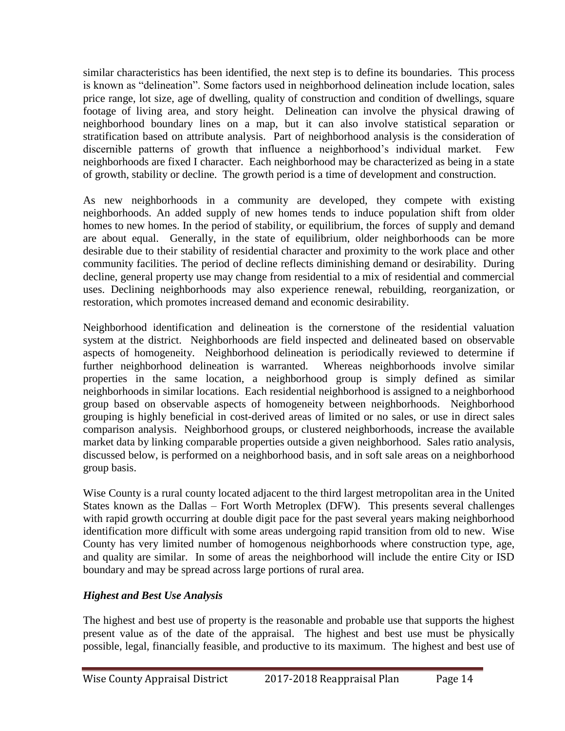similar characteristics has been identified, the next step is to define its boundaries. This process is known as "delineation". Some factors used in neighborhood delineation include location, sales price range, lot size, age of dwelling, quality of construction and condition of dwellings, square footage of living area, and story height. Delineation can involve the physical drawing of neighborhood boundary lines on a map, but it can also involve statistical separation or stratification based on attribute analysis. Part of neighborhood analysis is the consideration of discernible patterns of growth that influence a neighborhood's individual market. Few neighborhoods are fixed I character. Each neighborhood may be characterized as being in a state of growth, stability or decline. The growth period is a time of development and construction.

As new neighborhoods in a community are developed, they compete with existing neighborhoods. An added supply of new homes tends to induce population shift from older homes to new homes. In the period of stability, or equilibrium, the forces of supply and demand are about equal. Generally, in the state of equilibrium, older neighborhoods can be more desirable due to their stability of residential character and proximity to the work place and other community facilities. The period of decline reflects diminishing demand or desirability. During decline, general property use may change from residential to a mix of residential and commercial uses. Declining neighborhoods may also experience renewal, rebuilding, reorganization, or restoration, which promotes increased demand and economic desirability.

Neighborhood identification and delineation is the cornerstone of the residential valuation system at the district. Neighborhoods are field inspected and delineated based on observable aspects of homogeneity. Neighborhood delineation is periodically reviewed to determine if further neighborhood delineation is warranted. Whereas neighborhoods involve similar properties in the same location, a neighborhood group is simply defined as similar neighborhoods in similar locations. Each residential neighborhood is assigned to a neighborhood group based on observable aspects of homogeneity between neighborhoods. Neighborhood grouping is highly beneficial in cost-derived areas of limited or no sales, or use in direct sales comparison analysis. Neighborhood groups, or clustered neighborhoods, increase the available market data by linking comparable properties outside a given neighborhood. Sales ratio analysis, discussed below, is performed on a neighborhood basis, and in soft sale areas on a neighborhood group basis.

Wise County is a rural county located adjacent to the third largest metropolitan area in the United States known as the Dallas – Fort Worth Metroplex (DFW). This presents several challenges with rapid growth occurring at double digit pace for the past several years making neighborhood identification more difficult with some areas undergoing rapid transition from old to new. Wise County has very limited number of homogenous neighborhoods where construction type, age, and quality are similar. In some of areas the neighborhood will include the entire City or ISD boundary and may be spread across large portions of rural area.

### *Highest and Best Use Analysis*

The highest and best use of property is the reasonable and probable use that supports the highest present value as of the date of the appraisal. The highest and best use must be physically possible, legal, financially feasible, and productive to its maximum. The highest and best use of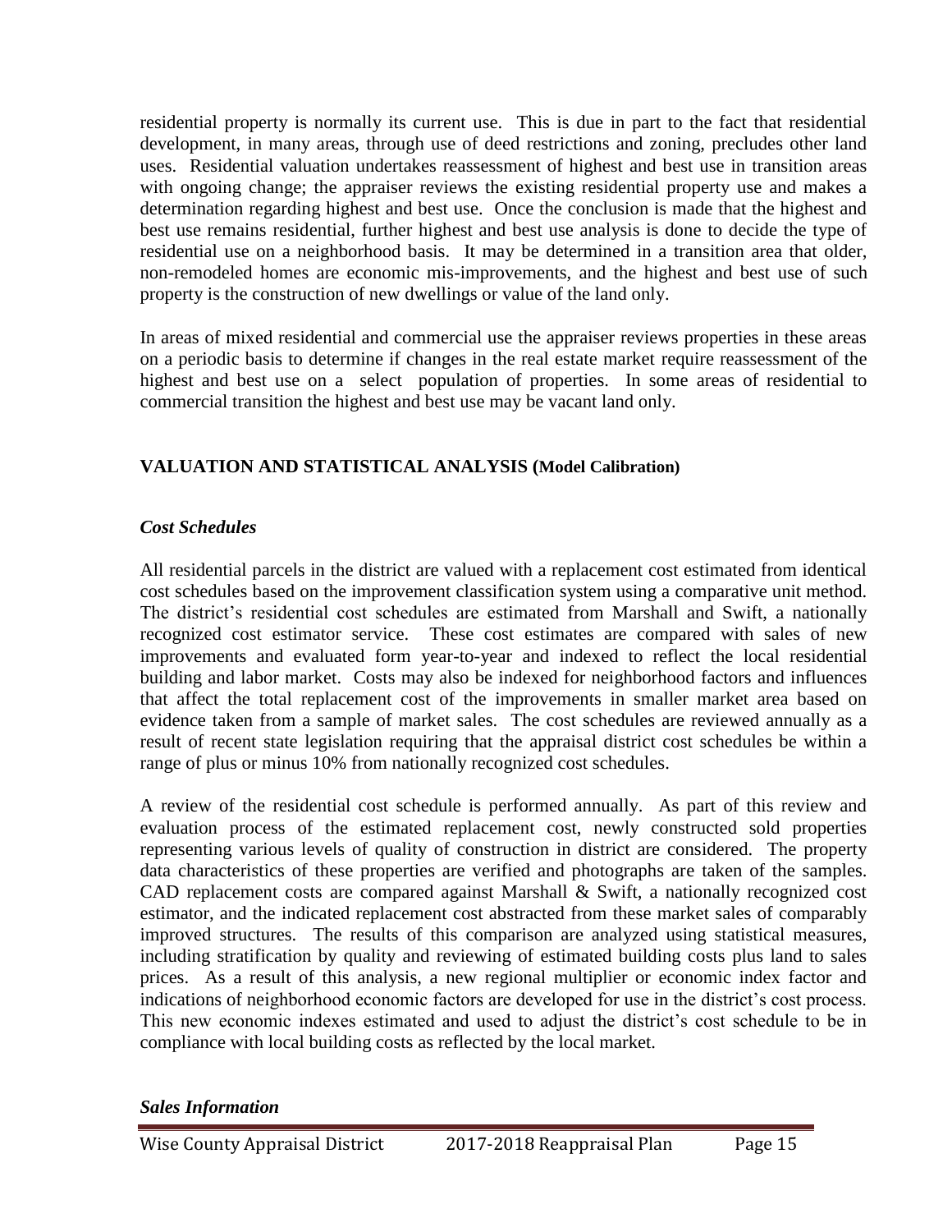residential property is normally its current use. This is due in part to the fact that residential development, in many areas, through use of deed restrictions and zoning, precludes other land uses. Residential valuation undertakes reassessment of highest and best use in transition areas with ongoing change; the appraiser reviews the existing residential property use and makes a determination regarding highest and best use. Once the conclusion is made that the highest and best use remains residential, further highest and best use analysis is done to decide the type of residential use on a neighborhood basis. It may be determined in a transition area that older, non-remodeled homes are economic mis-improvements, and the highest and best use of such property is the construction of new dwellings or value of the land only.

In areas of mixed residential and commercial use the appraiser reviews properties in these areas on a periodic basis to determine if changes in the real estate market require reassessment of the highest and best use on a select population of properties. In some areas of residential to commercial transition the highest and best use may be vacant land only.

## VALUATION AND STATISTICAL ANALYSIS (Model Calibration)

### *Cost Schedules*

All residential parcels in the district are valued with a replacement cost estimated from identical cost schedules based on the improvement classification system using a comparative unit method. The district's residential cost schedules are estimated from Marshall and Swift, a nationally recognized cost estimator service. These cost estimates are compared with sales of new improvements and evaluated form year-to-year and indexed to reflect the local residential building and labor market. Costs may also be indexed for neighborhood factors and influences that affect the total replacement cost of the improvements in smaller market area based on evidence taken from a sample of market sales. The cost schedules are reviewed annually as a result of recent state legislation requiring that the appraisal district cost schedules be within a range of plus or minus 10% from nationally recognized cost schedules.

A review of the residential cost schedule is performed annually. As part of this review and evaluation process of the estimated replacement cost, newly constructed sold properties representing various levels of quality of construction in district are considered. The property data characteristics of these properties are verified and photographs are taken of the samples. CAD replacement costs are compared against Marshall & Swift, a nationally recognized cost estimator, and the indicated replacement cost abstracted from these market sales of comparably improved structures. The results of this comparison are analyzed using statistical measures, including stratification by quality and reviewing of estimated building costs plus land to sales prices. As a result of this analysis, a new regional multiplier or economic index factor and indications of neighborhood economic factors are developed for use in the district's cost process. This new economic indexes estimated and used to adjust the district's cost schedule to be in compliance with local building costs as reflected by the local market.

### *Sales Information*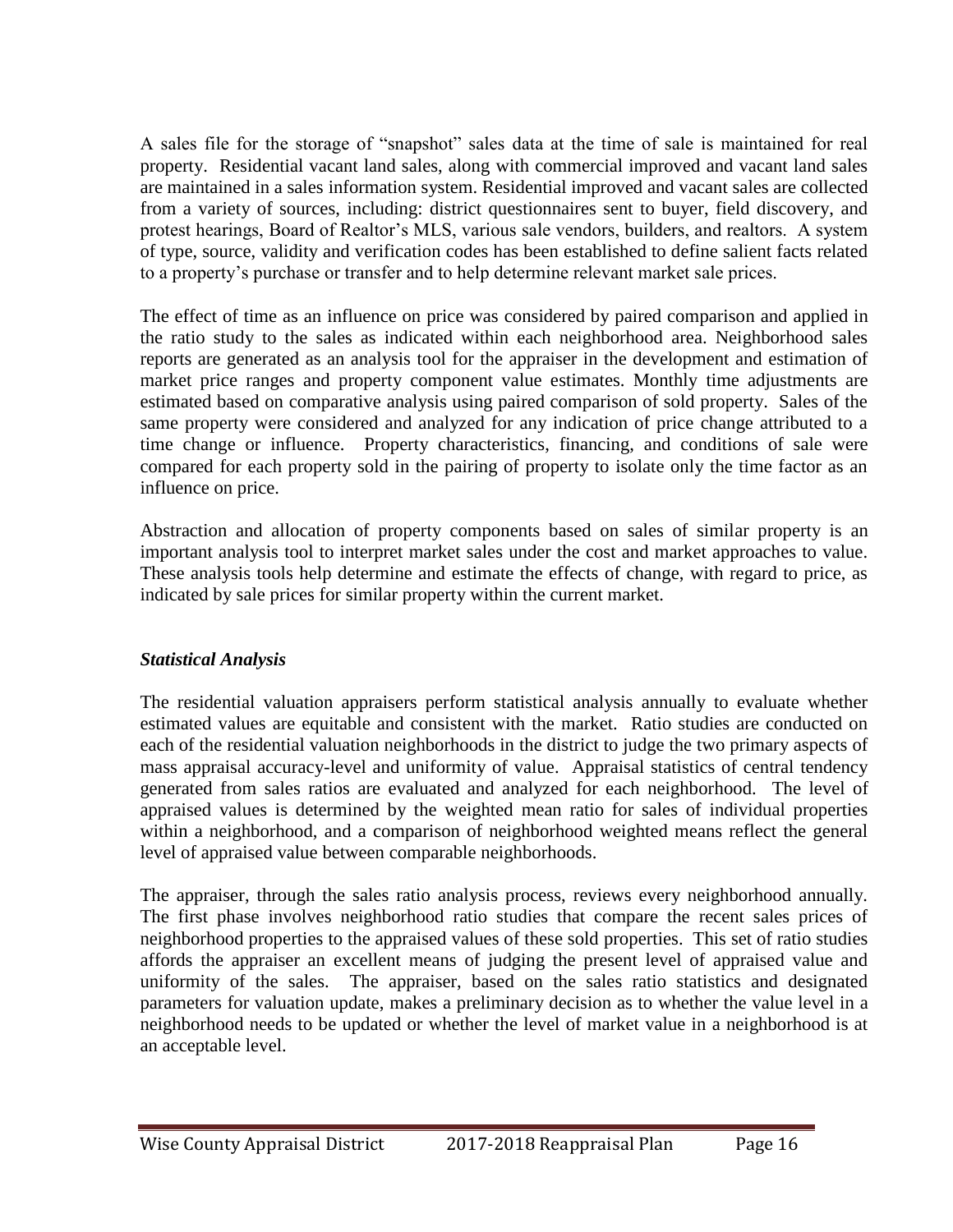A sales file for the storage of "snapshot" sales data at the time of sale is maintained for real property. Residential vacant land sales, along with commercial improved and vacant land sales are maintained in a sales information system. Residential improved and vacant sales are collected from a variety of sources, including: district questionnaires sent to buyer, field discovery, and protest hearings, Board of Realtor's MLS, various sale vendors, builders, and realtors. A system of type, source, validity and verification codes has been established to define salient facts related to a property's purchase or transfer and to help determine relevant market sale prices.

The effect of time as an influence on price was considered by paired comparison and applied in the ratio study to the sales as indicated within each neighborhood area. Neighborhood sales reports are generated as an analysis tool for the appraiser in the development and estimation of market price ranges and property component value estimates. Monthly time adjustments are estimated based on comparative analysis using paired comparison of sold property. Sales of the same property were considered and analyzed for any indication of price change attributed to a time change or influence. Property characteristics, financing, and conditions of sale were compared for each property sold in the pairing of property to isolate only the time factor as an influence on price.

Abstraction and allocation of property components based on sales of similar property is an important analysis tool to interpret market sales under the cost and market approaches to value. These analysis tools help determine and estimate the effects of change, with regard to price, as indicated by sale prices for similar property within the current market.

### *Statistical Analysis*

The residential valuation appraisers perform statistical analysis annually to evaluate whether estimated values are equitable and consistent with the market. Ratio studies are conducted on each of the residential valuation neighborhoods in the district to judge the two primary aspects of mass appraisal accuracy-level and uniformity of value. Appraisal statistics of central tendency generated from sales ratios are evaluated and analyzed for each neighborhood. The level of appraised values is determined by the weighted mean ratio for sales of individual properties within a neighborhood, and a comparison of neighborhood weighted means reflect the general level of appraised value between comparable neighborhoods.

The appraiser, through the sales ratio analysis process, reviews every neighborhood annually. The first phase involves neighborhood ratio studies that compare the recent sales prices of neighborhood properties to the appraised values of these sold properties. This set of ratio studies affords the appraiser an excellent means of judging the present level of appraised value and uniformity of the sales. The appraiser, based on the sales ratio statistics and designated parameters for valuation update, makes a preliminary decision as to whether the value level in a neighborhood needs to be updated or whether the level of market value in a neighborhood is at an acceptable level.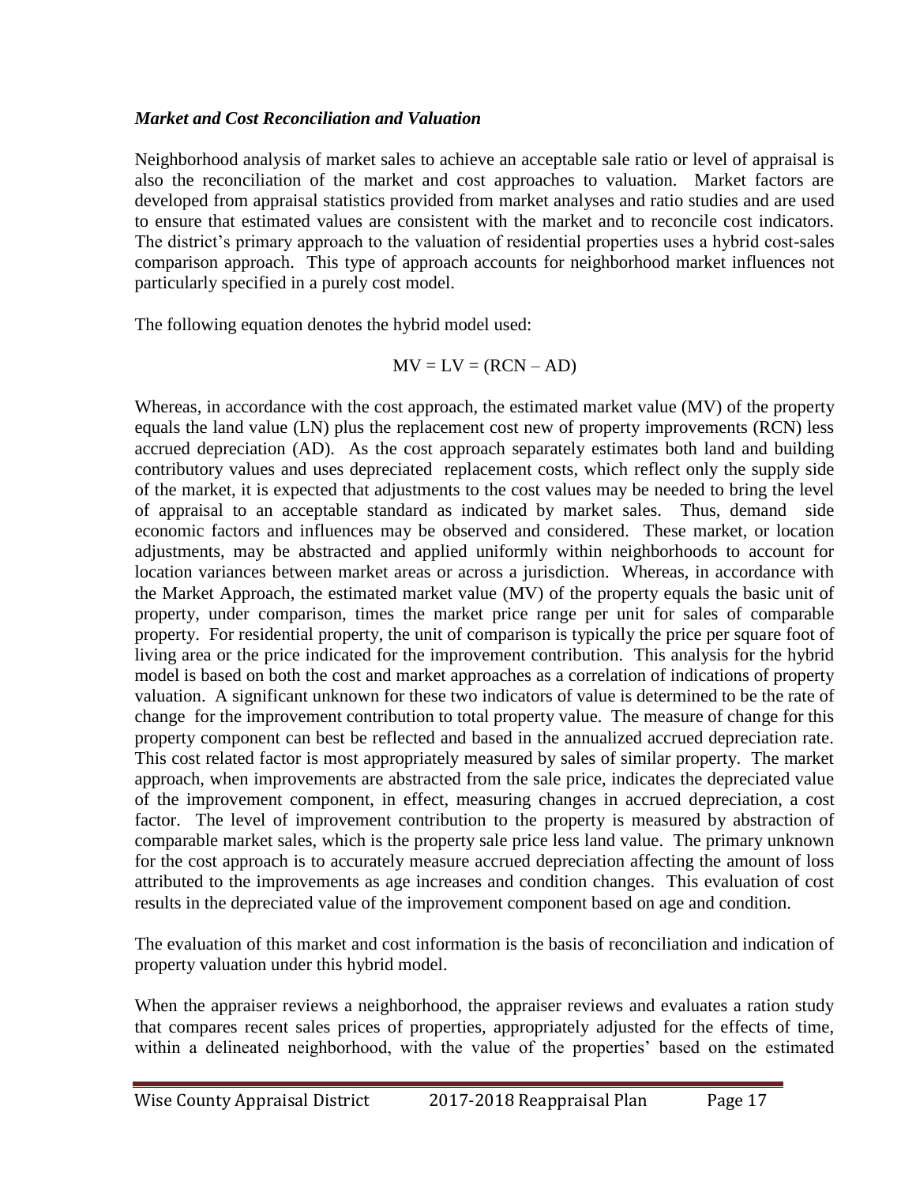### *Market and Cost Reconciliation and Valuation*

Neighborhood analysis of market sales to achieve an acceptable sale ratio or level of appraisal is also the reconciliation of the market and cost approaches to valuation. Market factors are developed from appraisal statistics provided from market analyses and ratio studies and are used to ensure that estimated values are consistent with the market and to reconcile cost indicators. The district's primary approach to the valuation of residential properties uses a hybrid cost-sales comparison approach. This type of approach accounts for neighborhood market influences not particularly specified in a purely cost model.

The following equation denotes the hybrid model used:

$$MV = LV = (RCN - AD)$$

Whereas, in accordance with the cost approach, the estimated market value (MV) of the property equals the land value (LN) plus the replacement cost new of property improvements (RCN) less accrued depreciation (AD). As the cost approach separately estimates both land and building contributory values and uses depreciated replacement costs, which reflect only the supply side of the market, it is expected that adjustments to the cost values may be needed to bring the level of appraisal to an acceptable standard as indicated by market sales. Thus, demand side economic factors and influences may be observed and considered. These market, or location adjustments, may be abstracted and applied uniformly within neighborhoods to account for location variances between market areas or across a jurisdiction. Whereas, in accordance with the Market Approach, the estimated market value (MV) of the property equals the basic unit of property, under comparison, times the market price range per unit for sales of comparable property. For residential property, the unit of comparison is typically the price per square foot of living area or the price indicated for the improvement contribution. This analysis for the hybrid model is based on both the cost and market approaches as a correlation of indications of property valuation. A significant unknown for these two indicators of value is determined to be the rate of change for the improvement contribution to total property value. The measure of change for this property component can best be reflected and based in the annualized accrued depreciation rate. This cost related factor is most appropriately measured by sales of similar property. The market approach, when improvements are abstracted from the sale price, indicates the depreciated value of the improvement component, in effect, measuring changes in accrued depreciation, a cost factor. The level of improvement contribution to the property is measured by abstraction of comparable market sales, which is the property sale price less land value. The primary unknown for the cost approach is to accurately measure accrued depreciation affecting the amount of loss attributed to the improvements as age increases and condition changes. This evaluation of cost results in the depreciated value of the improvement component based on age and condition.

The evaluation of this market and cost information is the basis of reconciliation and indication of property valuation under this hybrid model.

When the appraiser reviews a neighborhood, the appraiser reviews and evaluates a ration study that compares recent sales prices of properties, appropriately adjusted for the effects of time, within a delineated neighborhood, with the value of the properties' based on the estimated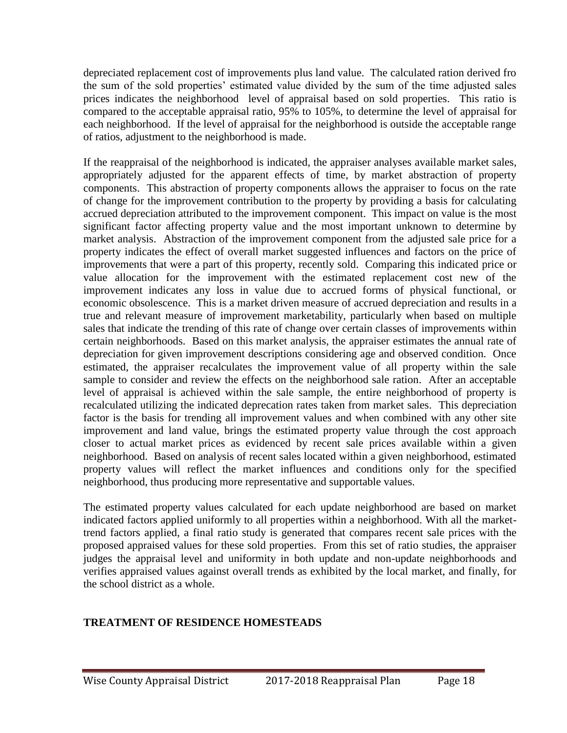depreciated replacement cost of improvements plus land value. The calculated ration derived fro the sum of the sold properties' estimated value divided by the sum of the time adjusted sales prices indicates the neighborhood level of appraisal based on sold properties. This ratio is compared to the acceptable appraisal ratio, 95% to 105%, to determine the level of appraisal for each neighborhood. If the level of appraisal for the neighborhood is outside the acceptable range of ratios, adjustment to the neighborhood is made.

If the reappraisal of the neighborhood is indicated, the appraiser analyses available market sales, appropriately adjusted for the apparent effects of time, by market abstraction of property components. This abstraction of property components allows the appraiser to focus on the rate of change for the improvement contribution to the property by providing a basis for calculating accrued depreciation attributed to the improvement component. This impact on value is the most significant factor affecting property value and the most important unknown to determine by market analysis. Abstraction of the improvement component from the adjusted sale price for a property indicates the effect of overall market suggested influences and factors on the price of improvements that were a part of this property, recently sold. Comparing this indicated price or value allocation for the improvement with the estimated replacement cost new of the improvement indicates any loss in value due to accrued forms of physical functional, or economic obsolescence. This is a market driven measure of accrued depreciation and results in a true and relevant measure of improvement marketability, particularly when based on multiple sales that indicate the trending of this rate of change over certain classes of improvements within certain neighborhoods. Based on this market analysis, the appraiser estimates the annual rate of depreciation for given improvement descriptions considering age and observed condition. Once estimated, the appraiser recalculates the improvement value of all property within the sale sample to consider and review the effects on the neighborhood sale ration. After an acceptable level of appraisal is achieved within the sale sample, the entire neighborhood of property is recalculated utilizing the indicated deprecation rates taken from market sales. This depreciation factor is the basis for trending all improvement values and when combined with any other site improvement and land value, brings the estimated property value through the cost approach closer to actual market prices as evidenced by recent sale prices available within a given neighborhood. Based on analysis of recent sales located within a given neighborhood, estimated property values will reflect the market influences and conditions only for the specified neighborhood, thus producing more representative and supportable values.

The estimated property values calculated for each update neighborhood are based on market indicated factors applied uniformly to all properties within a neighborhood. With all the market-trend factors applied, a final ratio study is generated that compares recent sale prices with the proposed appraised values for these sold properties. From this set of ratio studies, the appraiser judges the appraisal level and uniformity in both update and non-update neighborhoods and verifies appraised values against overall trends as exhibited by the local market, and finally, for the school district as a whole.

## TREATMENT OF RESIDENCE HOMESTEADS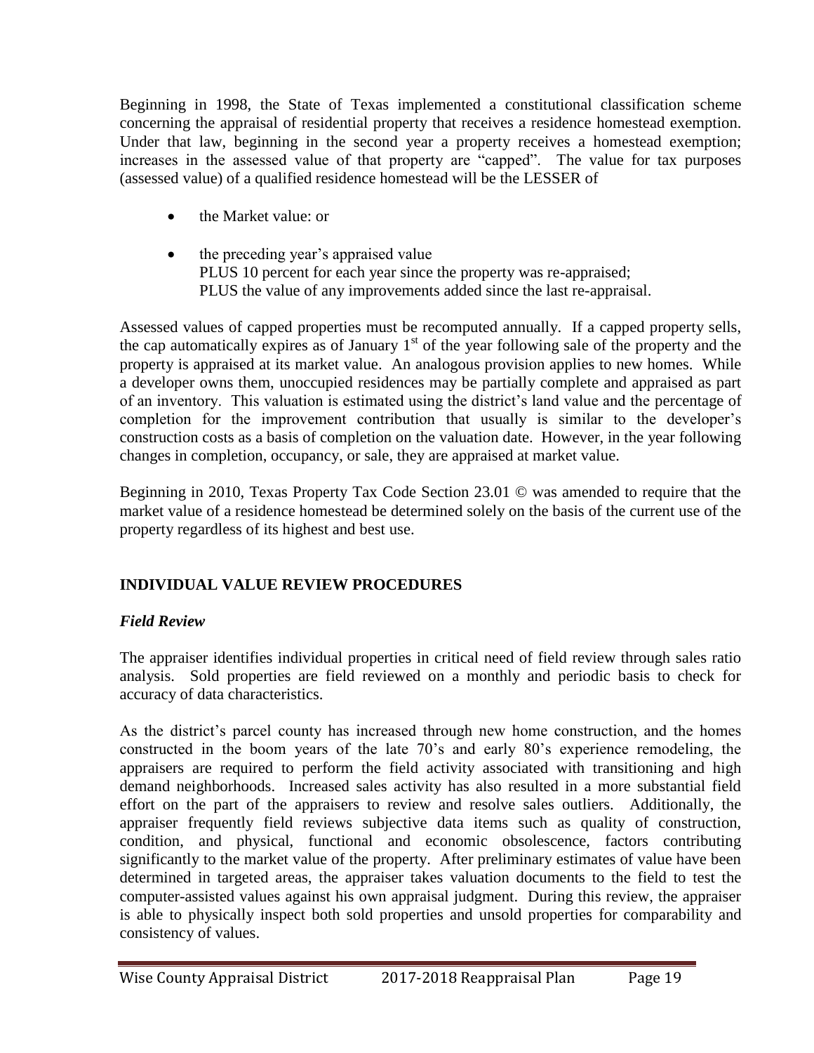Beginning in 1998, the State of Texas implemented a constitutional classification scheme concerning the appraisal of residential property that receives a residence homestead exemption. Under that law, beginning in the second year a property receives a homestead exemption; increases in the assessed value of that property are "capped". The value for tax purposes (assessed value) of a qualified residence homestead will be the LESSER of

- the Market value: or
- the preceding year's appraised value
  PLUS 10 percent for each year since the property was re-appraised;
  PLUS the value of any improvements added since the last re-appraisal.

Assessed values of capped properties must be recomputed annually. If a capped property sells, the cap automatically expires as of January 1st of the year following sale of the property and the property is appraised at its market value. An analogous provision applies to new homes. While a developer owns them, unoccupied residences may be partially complete and appraised as part of an inventory. This valuation is estimated using the district's land value and the percentage of completion for the improvement contribution that usually is similar to the developer's construction costs as a basis of completion on the valuation date. However, in the year following changes in completion, occupancy, or sale, they are appraised at market value.

Beginning in 2010, Texas Property Tax Code Section 23.01 © was amended to require that the market value of a residence homestead be determined solely on the basis of the current use of the property regardless of its highest and best use.

## INDIVIDUAL VALUE REVIEW PROCEDURES

### *Field Review*

The appraiser identifies individual properties in critical need of field review through sales ratio analysis. Sold properties are field reviewed on a monthly and periodic basis to check for accuracy of data characteristics.

As the district's parcel county has increased through new home construction, and the homes constructed in the boom years of the late 70's and early 80's experience remodeling, the appraisers are required to perform the field activity associated with transitioning and high demand neighborhoods. Increased sales activity has also resulted in a more substantial field effort on the part of the appraisers to review and resolve sales outliers. Additionally, the appraiser frequently field reviews subjective data items such as quality of construction, condition, and physical, functional and economic obsolescence, factors contributing significantly to the market value of the property. After preliminary estimates of value have been determined in targeted areas, the appraiser takes valuation documents to the field to test the computer-assisted values against his own appraisal judgment. During this review, the appraiser is able to physically inspect both sold properties and unsold properties for comparability and consistency of values.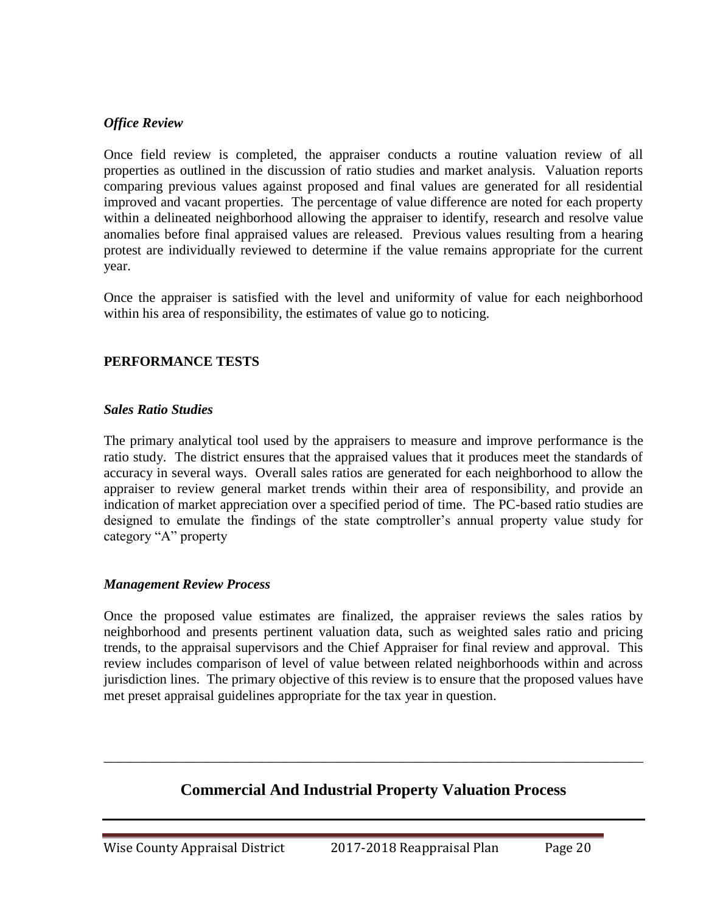### *Office Review*

Once field review is completed, the appraiser conducts a routine valuation review of all properties as outlined in the discussion of ratio studies and market analysis. Valuation reports comparing previous values against proposed and final values are generated for all residential improved and vacant properties. The percentage of value difference are noted for each property within a delineated neighborhood allowing the appraiser to identify, research and resolve value anomalies before final appraised values are released. Previous values resulting from a hearing protest are individually reviewed to determine if the value remains appropriate for the current year.

Once the appraiser is satisfied with the level and uniformity of value for each neighborhood within his area of responsibility, the estimates of value go to noticing.

## PERFORMANCE TESTS

### *Sales Ratio Studies*

The primary analytical tool used by the appraisers to measure and improve performance is the ratio study. The district ensures that the appraised values that it produces meet the standards of accuracy in several ways. Overall sales ratios are generated for each neighborhood to allow the appraiser to review general market trends within their area of responsibility, and provide an indication of market appreciation over a specified period of time. The PC-based ratio studies are designed to emulate the findings of the state comptroller's annual property value study for category "A" property

### *Management Review Process*

Once the proposed value estimates are finalized, the appraiser reviews the sales ratios by neighborhood and presents pertinent valuation data, such as weighted sales ratio and pricing trends, to the appraisal supervisors and the Chief Appraiser for final review and approval. This review includes comparison of level of value between related neighborhoods within and across jurisdiction lines. The primary objective of this review is to ensure that the proposed values have met preset appraisal guidelines appropriate for the tax year in question.

---

## Commercial And Industrial Property Valuation Process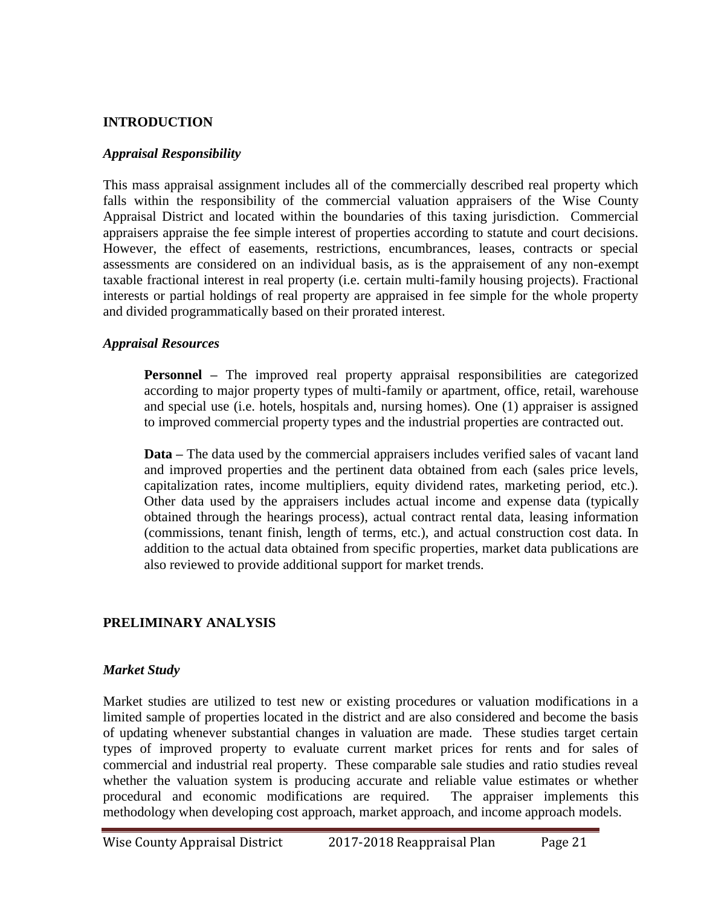## INTRODUCTION

### *Appraisal Responsibility*

This mass appraisal assignment includes all of the commercially described real property which falls within the responsibility of the commercial valuation appraisers of the Wise County Appraisal District and located within the boundaries of this taxing jurisdiction. Commercial appraisers appraise the fee simple interest of properties according to statute and court decisions. However, the effect of easements, restrictions, encumbrances, leases, contracts or special assessments are considered on an individual basis, as is the appraisement of any non-exempt taxable fractional interest in real property (i.e. certain multi-family housing projects). Fractional interests or partial holdings of real property are appraised in fee simple for the whole property and divided programmatically based on their prorated interest.

### *Appraisal Resources*

**Personnel –** The improved real property appraisal responsibilities are categorized according to major property types of multi-family or apartment, office, retail, warehouse and special use (i.e. hotels, hospitals and, nursing homes). One (1) appraiser is assigned to improved commercial property types and the industrial properties are contracted out.

**Data –** The data used by the commercial appraisers includes verified sales of vacant land and improved properties and the pertinent data obtained from each (sales price levels, capitalization rates, income multipliers, equity dividend rates, marketing period, etc.). Other data used by the appraisers includes actual income and expense data (typically obtained through the hearings process), actual contract rental data, leasing information (commissions, tenant finish, length of terms, etc.), and actual construction cost data. In addition to the actual data obtained from specific properties, market data publications are also reviewed to provide additional support for market trends.

## PRELIMINARY ANALYSIS

### *Market Study*

Market studies are utilized to test new or existing procedures or valuation modifications in a limited sample of properties located in the district and are also considered and become the basis of updating whenever substantial changes in valuation are made. These studies target certain types of improved property to evaluate current market prices for rents and for sales of commercial and industrial real property. These comparable sale studies and ratio studies reveal whether the valuation system is producing accurate and reliable value estimates or whether procedural and economic modifications are required. The appraiser implements this methodology when developing cost approach, market approach, and income approach models.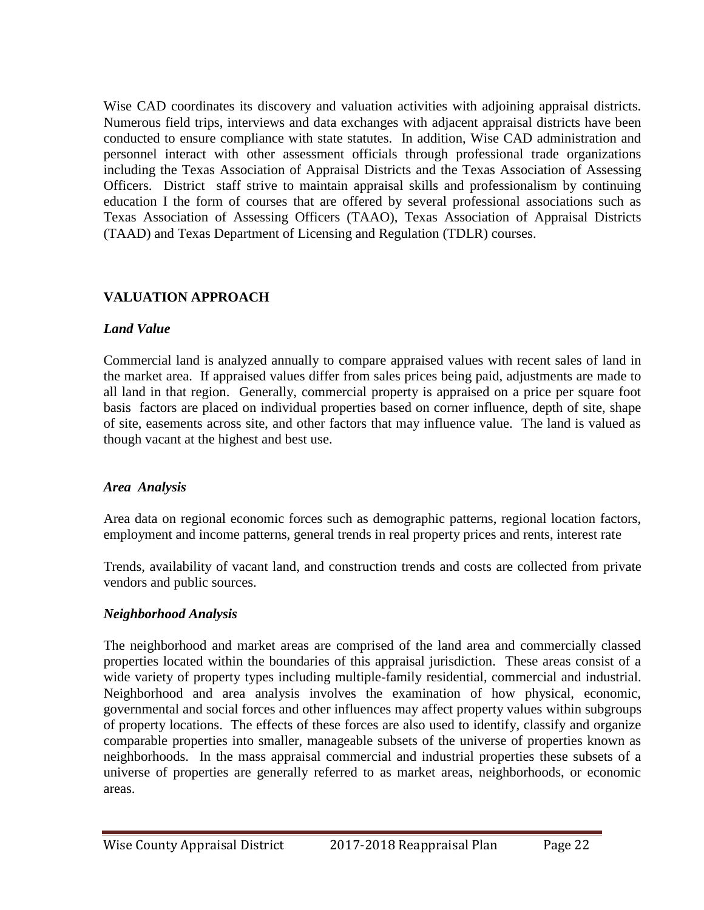Wise CAD coordinates its discovery and valuation activities with adjoining appraisal districts. Numerous field trips, interviews and data exchanges with adjacent appraisal districts have been conducted to ensure compliance with state statutes. In addition, Wise CAD administration and personnel interact with other assessment officials through professional trade organizations including the Texas Association of Appraisal Districts and the Texas Association of Assessing Officers. District staff strive to maintain appraisal skills and professionalism by continuing education I the form of courses that are offered by several professional associations such as Texas Association of Assessing Officers (TAAO), Texas Association of Appraisal Districts (TAAD) and Texas Department of Licensing and Regulation (TDLR) courses.

## VALUATION APPROACH

### *Land Value*

Commercial land is analyzed annually to compare appraised values with recent sales of land in the market area. If appraised values differ from sales prices being paid, adjustments are made to all land in that region. Generally, commercial property is appraised on a price per square foot basis factors are placed on individual properties based on corner influence, depth of site, shape of site, easements across site, and other factors that may influence value. The land is valued as though vacant at the highest and best use.

### *Area Analysis*

Area data on regional economic forces such as demographic patterns, regional location factors, employment and income patterns, general trends in real property prices and rents, interest rate

Trends, availability of vacant land, and construction trends and costs are collected from private vendors and public sources.

### *Neighborhood Analysis*

The neighborhood and market areas are comprised of the land area and commercially classed properties located within the boundaries of this appraisal jurisdiction. These areas consist of a wide variety of property types including multiple-family residential, commercial and industrial. Neighborhood and area analysis involves the examination of how physical, economic, governmental and social forces and other influences may affect property values within subgroups of property locations. The effects of these forces are also used to identify, classify and organize comparable properties into smaller, manageable subsets of the universe of properties known as neighborhoods. In the mass appraisal commercial and industrial properties these subsets of a universe of properties are generally referred to as market areas, neighborhoods, or economic areas.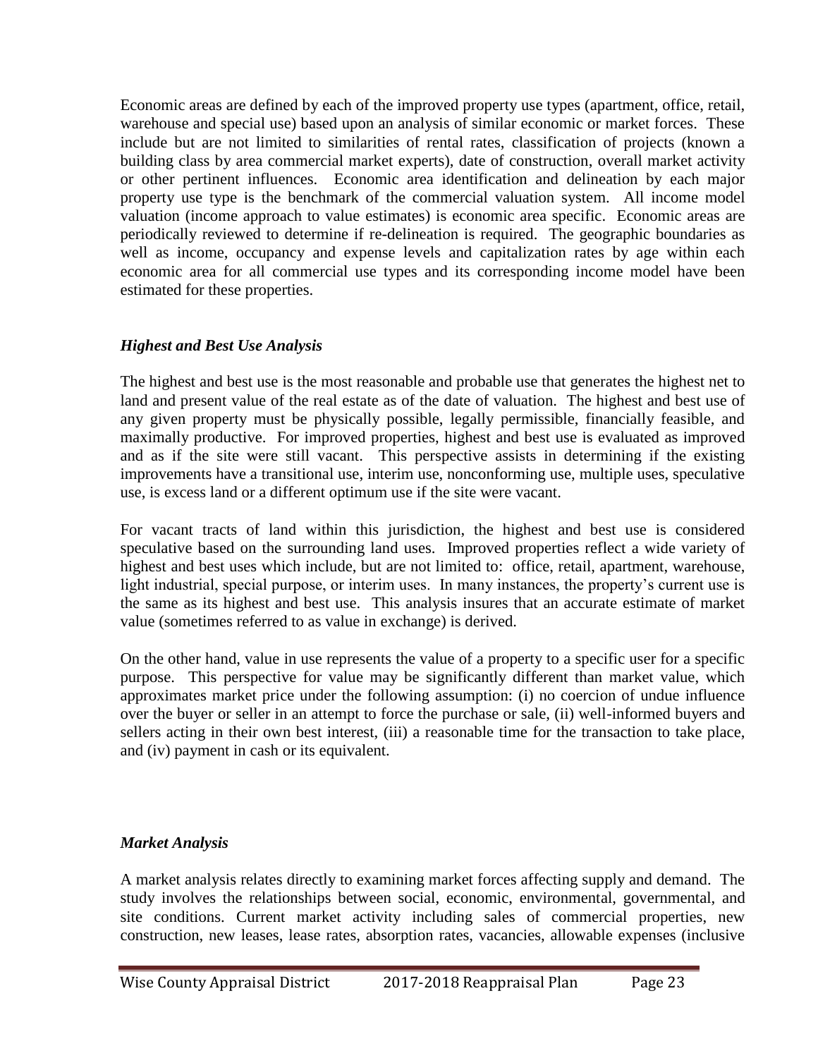Economic areas are defined by each of the improved property use types (apartment, office, retail, warehouse and special use) based upon an analysis of similar economic or market forces. These include but are not limited to similarities of rental rates, classification of projects (known a building class by area commercial market experts), date of construction, overall market activity or other pertinent influences. Economic area identification and delineation by each major property use type is the benchmark of the commercial valuation system. All income model valuation (income approach to value estimates) is economic area specific. Economic areas are periodically reviewed to determine if re-delineation is required. The geographic boundaries as well as income, occupancy and expense levels and capitalization rates by age within each economic area for all commercial use types and its corresponding income model have been estimated for these properties.

### *Highest and Best Use Analysis*

The highest and best use is the most reasonable and probable use that generates the highest net to land and present value of the real estate as of the date of valuation. The highest and best use of any given property must be physically possible, legally permissible, financially feasible, and maximally productive. For improved properties, highest and best use is evaluated as improved and as if the site were still vacant. This perspective assists in determining if the existing improvements have a transitional use, interim use, nonconforming use, multiple uses, speculative use, is excess land or a different optimum use if the site were vacant.

For vacant tracts of land within this jurisdiction, the highest and best use is considered speculative based on the surrounding land uses. Improved properties reflect a wide variety of highest and best uses which include, but are not limited to: office, retail, apartment, warehouse, light industrial, special purpose, or interim uses. In many instances, the property's current use is the same as its highest and best use. This analysis insures that an accurate estimate of market value (sometimes referred to as value in exchange) is derived.

On the other hand, value in use represents the value of a property to a specific user for a specific purpose. This perspective for value may be significantly different than market value, which approximates market price under the following assumption: (i) no coercion of undue influence over the buyer or seller in an attempt to force the purchase or sale, (ii) well-informed buyers and sellers acting in their own best interest, (iii) a reasonable time for the transaction to take place, and (iv) payment in cash or its equivalent.

### *Market Analysis*

A market analysis relates directly to examining market forces affecting supply and demand. The study involves the relationships between social, economic, environmental, governmental, and site conditions. Current market activity including sales of commercial properties, new construction, new leases, lease rates, absorption rates, vacancies, allowable expenses (inclusive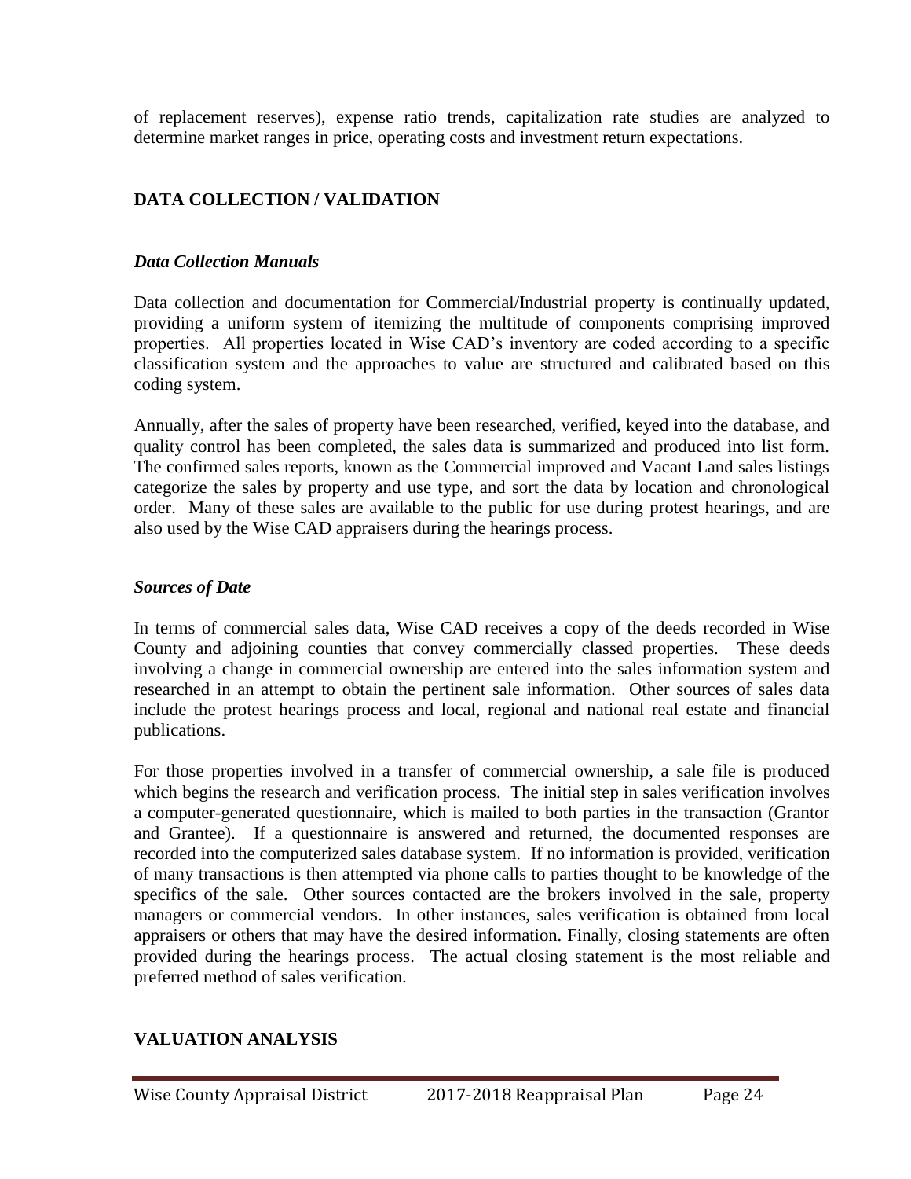of replacement reserves), expense ratio trends, capitalization rate studies are analyzed to determine market ranges in price, operating costs and investment return expectations.

## DATA COLLECTION / VALIDATION

### *Data Collection Manuals*

Data collection and documentation for Commercial/Industrial property is continually updated, providing a uniform system of itemizing the multitude of components comprising improved properties. All properties located in Wise CAD's inventory are coded according to a specific classification system and the approaches to value are structured and calibrated based on this coding system.

Annually, after the sales of property have been researched, verified, keyed into the database, and quality control has been completed, the sales data is summarized and produced into list form. The confirmed sales reports, known as the Commercial improved and Vacant Land sales listings categorize the sales by property and use type, and sort the data by location and chronological order. Many of these sales are available to the public for use during protest hearings, and are also used by the Wise CAD appraisers during the hearings process.

### *Sources of Date*

In terms of commercial sales data, Wise CAD receives a copy of the deeds recorded in Wise County and adjoining counties that convey commercially classed properties. These deeds involving a change in commercial ownership are entered into the sales information system and researched in an attempt to obtain the pertinent sale information. Other sources of sales data include the protest hearings process and local, regional and national real estate and financial publications.

For those properties involved in a transfer of commercial ownership, a sale file is produced which begins the research and verification process. The initial step in sales verification involves a computer-generated questionnaire, which is mailed to both parties in the transaction (Grantor and Grantee). If a questionnaire is answered and returned, the documented responses are recorded into the computerized sales database system. If no information is provided, verification of many transactions is then attempted via phone calls to parties thought to be knowledge of the specifics of the sale. Other sources contacted are the brokers involved in the sale, property managers or commercial vendors. In other instances, sales verification is obtained from local appraisers or others that may have the desired information. Finally, closing statements are often provided during the hearings process. The actual closing statement is the most reliable and preferred method of sales verification.

## VALUATION ANALYSIS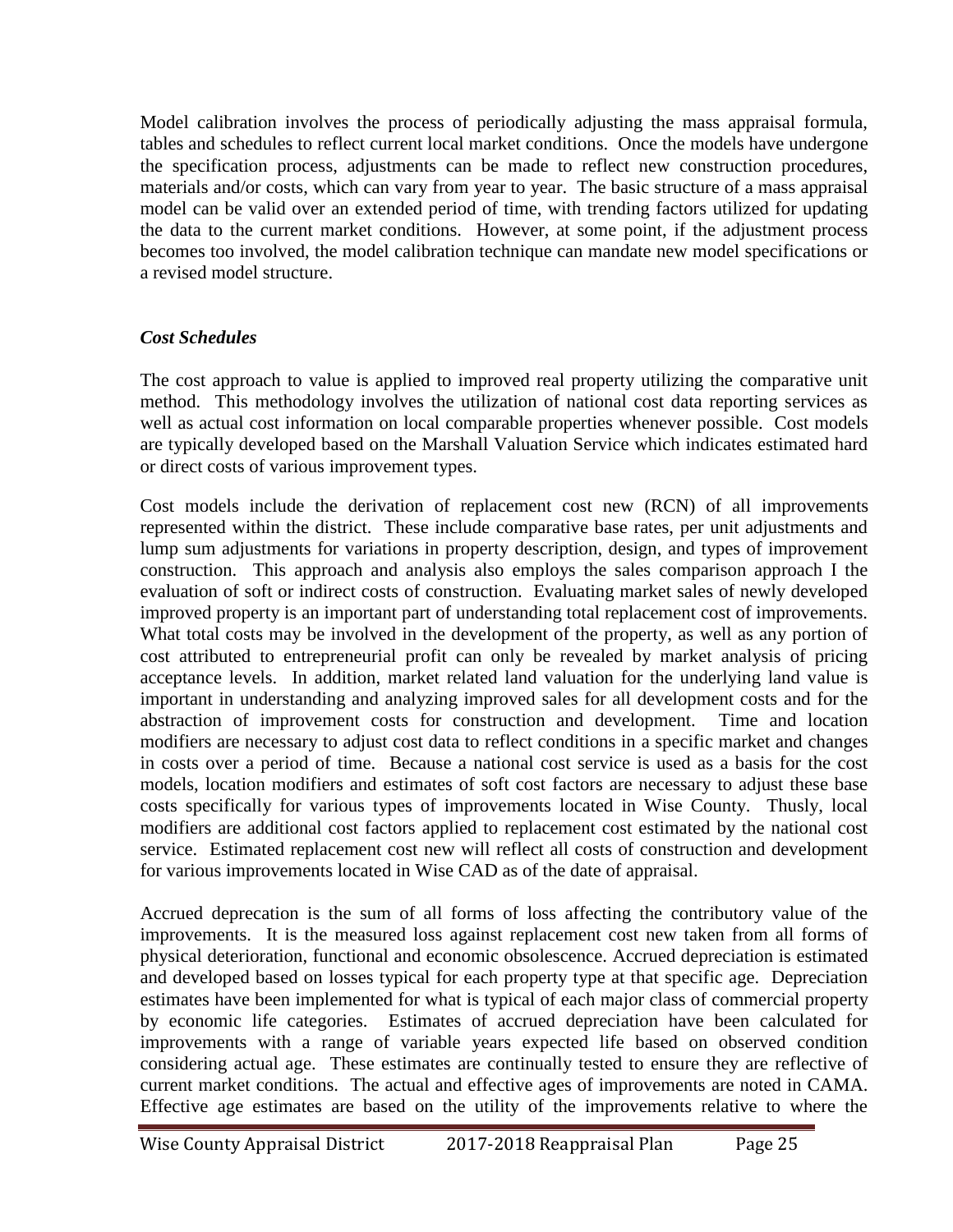Model calibration involves the process of periodically adjusting the mass appraisal formula, tables and schedules to reflect current local market conditions. Once the models have undergone the specification process, adjustments can be made to reflect new construction procedures, materials and/or costs, which can vary from year to year. The basic structure of a mass appraisal model can be valid over an extended period of time, with trending factors utilized for updating the data to the current market conditions. However, at some point, if the adjustment process becomes too involved, the model calibration technique can mandate new model specifications or a revised model structure.

### *Cost Schedules*

The cost approach to value is applied to improved real property utilizing the comparative unit method. This methodology involves the utilization of national cost data reporting services as well as actual cost information on local comparable properties whenever possible. Cost models are typically developed based on the Marshall Valuation Service which indicates estimated hard or direct costs of various improvement types.

Cost models include the derivation of replacement cost new (RCN) of all improvements represented within the district. These include comparative base rates, per unit adjustments and lump sum adjustments for variations in property description, design, and types of improvement construction. This approach and analysis also employs the sales comparison approach I the evaluation of soft or indirect costs of construction. Evaluating market sales of newly developed improved property is an important part of understanding total replacement cost of improvements. What total costs may be involved in the development of the property, as well as any portion of cost attributed to entrepreneurial profit can only be revealed by market analysis of pricing acceptance levels. In addition, market related land valuation for the underlying land value is important in understanding and analyzing improved sales for all development costs and for the abstraction of improvement costs for construction and development. Time and location modifiers are necessary to adjust cost data to reflect conditions in a specific market and changes in costs over a period of time. Because a national cost service is used as a basis for the cost models, location modifiers and estimates of soft cost factors are necessary to adjust these base costs specifically for various types of improvements located in Wise County. Thusly, local modifiers are additional cost factors applied to replacement cost estimated by the national cost service. Estimated replacement cost new will reflect all costs of construction and development for various improvements located in Wise CAD as of the date of appraisal.

Accrued deprecation is the sum of all forms of loss affecting the contributory value of the improvements. It is the measured loss against replacement cost new taken from all forms of physical deterioration, functional and economic obsolescence. Accrued depreciation is estimated and developed based on losses typical for each property type at that specific age. Depreciation estimates have been implemented for what is typical of each major class of commercial property by economic life categories. Estimates of accrued depreciation have been calculated for improvements with a range of variable years expected life based on observed condition considering actual age. These estimates are continually tested to ensure they are reflective of current market conditions. The actual and effective ages of improvements are noted in CAMA. Effective age estimates are based on the utility of the improvements relative to where the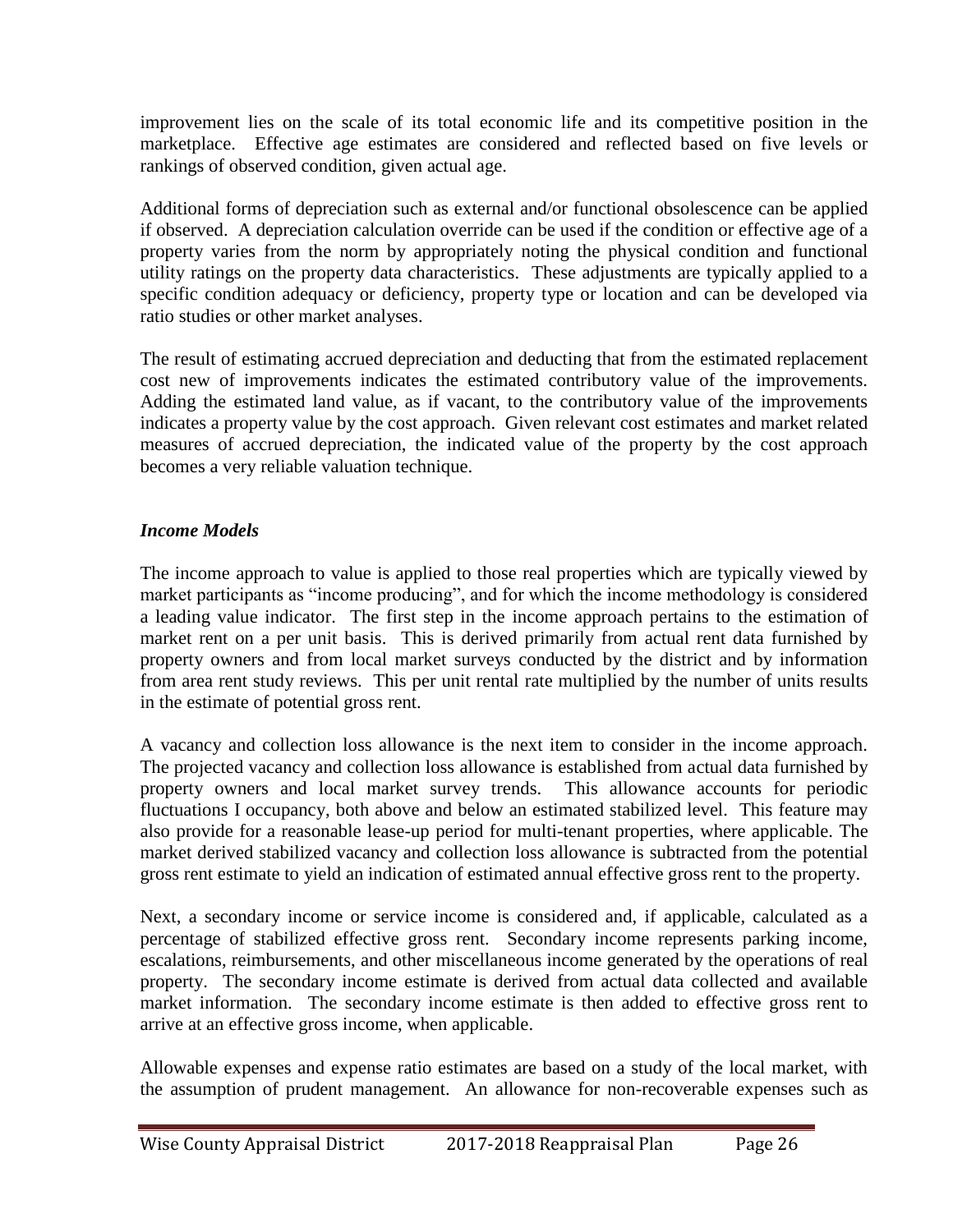improvement lies on the scale of its total economic life and its competitive position in the marketplace. Effective age estimates are considered and reflected based on five levels or rankings of observed condition, given actual age.

Additional forms of depreciation such as external and/or functional obsolescence can be applied if observed. A depreciation calculation override can be used if the condition or effective age of a property varies from the norm by appropriately noting the physical condition and functional utility ratings on the property data characteristics. These adjustments are typically applied to a specific condition adequacy or deficiency, property type or location and can be developed via ratio studies or other market analyses.

The result of estimating accrued depreciation and deducting that from the estimated replacement cost new of improvements indicates the estimated contributory value of the improvements. Adding the estimated land value, as if vacant, to the contributory value of the improvements indicates a property value by the cost approach. Given relevant cost estimates and market related measures of accrued depreciation, the indicated value of the property by the cost approach becomes a very reliable valuation technique.

### *Income Models*

The income approach to value is applied to those real properties which are typically viewed by market participants as "income producing", and for which the income methodology is considered a leading value indicator. The first step in the income approach pertains to the estimation of market rent on a per unit basis. This is derived primarily from actual rent data furnished by property owners and from local market surveys conducted by the district and by information from area rent study reviews. This per unit rental rate multiplied by the number of units results in the estimate of potential gross rent.

A vacancy and collection loss allowance is the next item to consider in the income approach. The projected vacancy and collection loss allowance is established from actual data furnished by property owners and local market survey trends. This allowance accounts for periodic fluctuations I occupancy, both above and below an estimated stabilized level. This feature may also provide for a reasonable lease-up period for multi-tenant properties, where applicable. The market derived stabilized vacancy and collection loss allowance is subtracted from the potential gross rent estimate to yield an indication of estimated annual effective gross rent to the property.

Next, a secondary income or service income is considered and, if applicable, calculated as a percentage of stabilized effective gross rent. Secondary income represents parking income, escalations, reimbursements, and other miscellaneous income generated by the operations of real property. The secondary income estimate is derived from actual data collected and available market information. The secondary income estimate is then added to effective gross rent to arrive at an effective gross income, when applicable.

Allowable expenses and expense ratio estimates are based on a study of the local market, with the assumption of prudent management. An allowance for non-recoverable expenses such as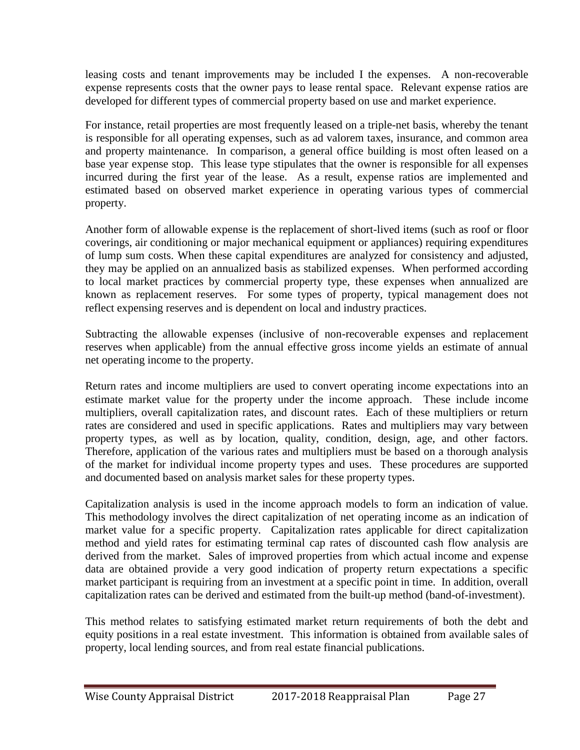leasing costs and tenant improvements may be included I the expenses. A non-recoverable expense represents costs that the owner pays to lease rental space. Relevant expense ratios are developed for different types of commercial property based on use and market experience.

For instance, retail properties are most frequently leased on a triple-net basis, whereby the tenant is responsible for all operating expenses, such as ad valorem taxes, insurance, and common area and property maintenance. In comparison, a general office building is most often leased on a base year expense stop. This lease type stipulates that the owner is responsible for all expenses incurred during the first year of the lease. As a result, expense ratios are implemented and estimated based on observed market experience in operating various types of commercial property.

Another form of allowable expense is the replacement of short-lived items (such as roof or floor coverings, air conditioning or major mechanical equipment or appliances) requiring expenditures of lump sum costs. When these capital expenditures are analyzed for consistency and adjusted, they may be applied on an annualized basis as stabilized expenses. When performed according to local market practices by commercial property type, these expenses when annualized are known as replacement reserves. For some types of property, typical management does not reflect expensing reserves and is dependent on local and industry practices.

Subtracting the allowable expenses (inclusive of non-recoverable expenses and replacement reserves when applicable) from the annual effective gross income yields an estimate of annual net operating income to the property.

Return rates and income multipliers are used to convert operating income expectations into an estimate market value for the property under the income approach. These include income multipliers, overall capitalization rates, and discount rates. Each of these multipliers or return rates are considered and used in specific applications. Rates and multipliers may vary between property types, as well as by location, quality, condition, design, age, and other factors. Therefore, application of the various rates and multipliers must be based on a thorough analysis of the market for individual income property types and uses. These procedures are supported and documented based on analysis market sales for these property types.

Capitalization analysis is used in the income approach models to form an indication of value. This methodology involves the direct capitalization of net operating income as an indication of market value for a specific property. Capitalization rates applicable for direct capitalization method and yield rates for estimating terminal cap rates of discounted cash flow analysis are derived from the market. Sales of improved properties from which actual income and expense data are obtained provide a very good indication of property return expectations a specific market participant is requiring from an investment at a specific point in time. In addition, overall capitalization rates can be derived and estimated from the built-up method (band-of-investment).

This method relates to satisfying estimated market return requirements of both the debt and equity positions in a real estate investment. This information is obtained from available sales of property, local lending sources, and from real estate financial publications.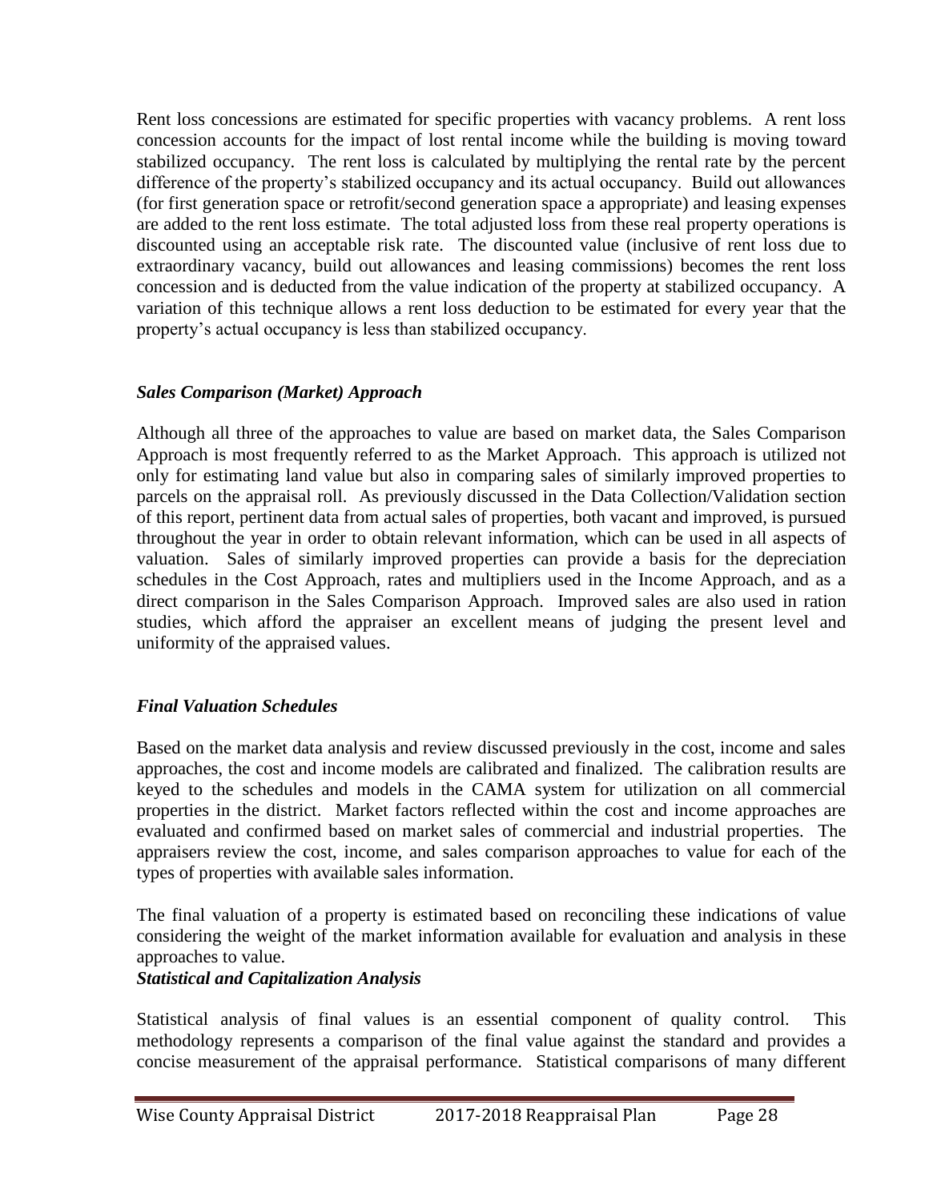Rent loss concessions are estimated for specific properties with vacancy problems. A rent loss concession accounts for the impact of lost rental income while the building is moving toward stabilized occupancy. The rent loss is calculated by multiplying the rental rate by the percent difference of the property's stabilized occupancy and its actual occupancy. Build out allowances (for first generation space or retrofit/second generation space a appropriate) and leasing expenses are added to the rent loss estimate. The total adjusted loss from these real property operations is discounted using an acceptable risk rate. The discounted value (inclusive of rent loss due to extraordinary vacancy, build out allowances and leasing commissions) becomes the rent loss concession and is deducted from the value indication of the property at stabilized occupancy. A variation of this technique allows a rent loss deduction to be estimated for every year that the property's actual occupancy is less than stabilized occupancy.

### *Sales Comparison (Market) Approach*

Although all three of the approaches to value are based on market data, the Sales Comparison Approach is most frequently referred to as the Market Approach. This approach is utilized not only for estimating land value but also in comparing sales of similarly improved properties to parcels on the appraisal roll. As previously discussed in the Data Collection/Validation section of this report, pertinent data from actual sales of properties, both vacant and improved, is pursued throughout the year in order to obtain relevant information, which can be used in all aspects of valuation. Sales of similarly improved properties can provide a basis for the depreciation schedules in the Cost Approach, rates and multipliers used in the Income Approach, and as a direct comparison in the Sales Comparison Approach. Improved sales are also used in ration studies, which afford the appraiser an excellent means of judging the present level and uniformity of the appraised values.

### *Final Valuation Schedules*

Based on the market data analysis and review discussed previously in the cost, income and sales approaches, the cost and income models are calibrated and finalized. The calibration results are keyed to the schedules and models in the CAMA system for utilization on all commercial properties in the district. Market factors reflected within the cost and income approaches are evaluated and confirmed based on market sales of commercial and industrial properties. The appraisers review the cost, income, and sales comparison approaches to value for each of the types of properties with available sales information.

The final valuation of a property is estimated based on reconciling these indications of value considering the weight of the market information available for evaluation and analysis in these approaches to value.

### *Statistical and Capitalization Analysis*

Statistical analysis of final values is an essential component of quality control. This methodology represents a comparison of the final value against the standard and provides a concise measurement of the appraisal performance. Statistical comparisons of many different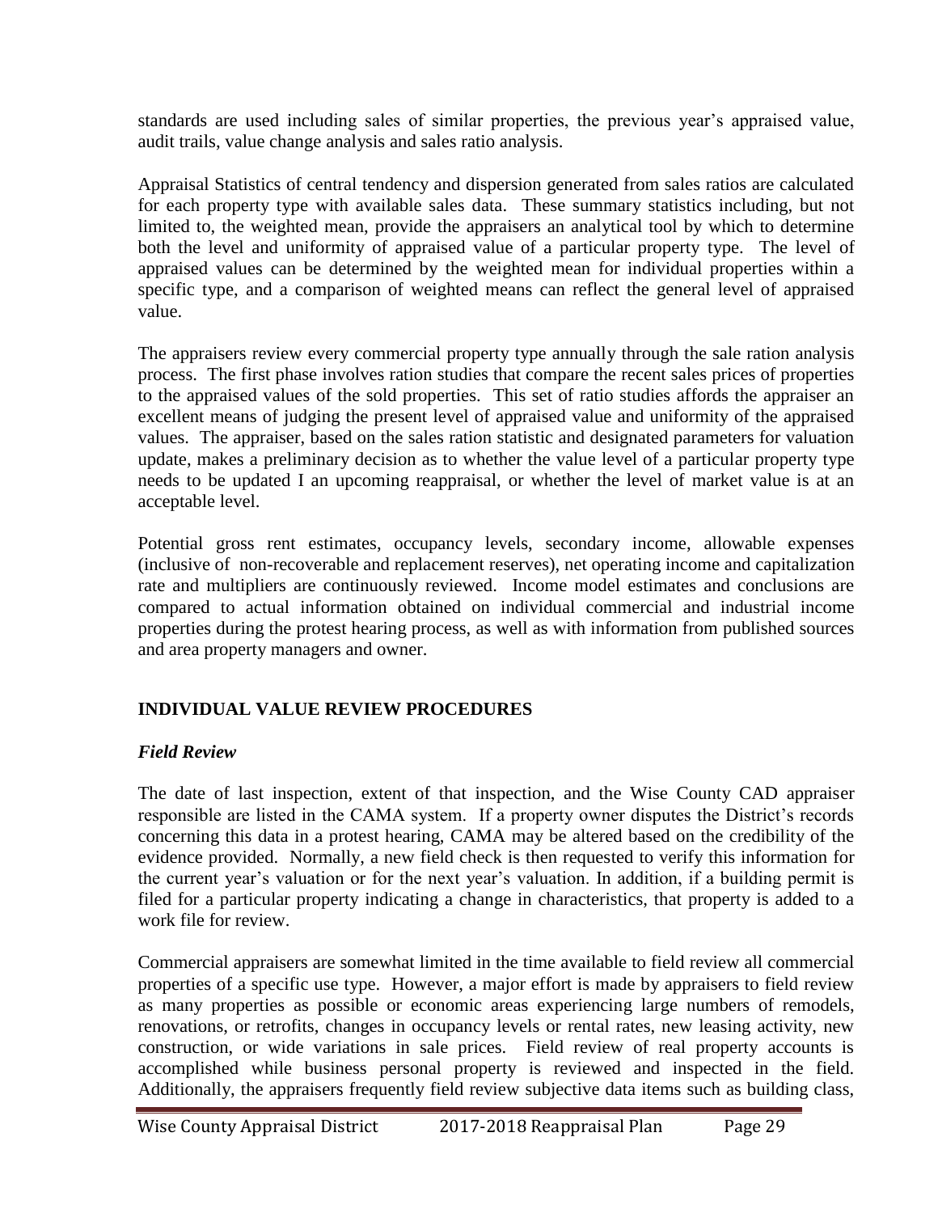standards are used including sales of similar properties, the previous year's appraised value, audit trails, value change analysis and sales ratio analysis.

Appraisal Statistics of central tendency and dispersion generated from sales ratios are calculated for each property type with available sales data. These summary statistics including, but not limited to, the weighted mean, provide the appraisers an analytical tool by which to determine both the level and uniformity of appraised value of a particular property type. The level of appraised values can be determined by the weighted mean for individual properties within a specific type, and a comparison of weighted means can reflect the general level of appraised value.

The appraisers review every commercial property type annually through the sale ration analysis process. The first phase involves ration studies that compare the recent sales prices of properties to the appraised values of the sold properties. This set of ratio studies affords the appraiser an excellent means of judging the present level of appraised value and uniformity of the appraised values. The appraiser, based on the sales ration statistic and designated parameters for valuation update, makes a preliminary decision as to whether the value level of a particular property type needs to be updated I an upcoming reappraisal, or whether the level of market value is at an acceptable level.

Potential gross rent estimates, occupancy levels, secondary income, allowable expenses (inclusive of non-recoverable and replacement reserves), net operating income and capitalization rate and multipliers are continuously reviewed. Income model estimates and conclusions are compared to actual information obtained on individual commercial and industrial income properties during the protest hearing process, as well as with information from published sources and area property managers and owner.

## INDIVIDUAL VALUE REVIEW PROCEDURES

### *Field Review*

The date of last inspection, extent of that inspection, and the Wise County CAD appraiser responsible are listed in the CAMA system. If a property owner disputes the District's records concerning this data in a protest hearing, CAMA may be altered based on the credibility of the evidence provided. Normally, a new field check is then requested to verify this information for the current year's valuation or for the next year's valuation. In addition, if a building permit is filed for a particular property indicating a change in characteristics, that property is added to a work file for review.

Commercial appraisers are somewhat limited in the time available to field review all commercial properties of a specific use type. However, a major effort is made by appraisers to field review as many properties as possible or economic areas experiencing large numbers of remodels, renovations, or retrofits, changes in occupancy levels or rental rates, new leasing activity, new construction, or wide variations in sale prices. Field review of real property accounts is accomplished while business personal property is reviewed and inspected in the field. Additionally, the appraisers frequently field review subjective data items such as building class,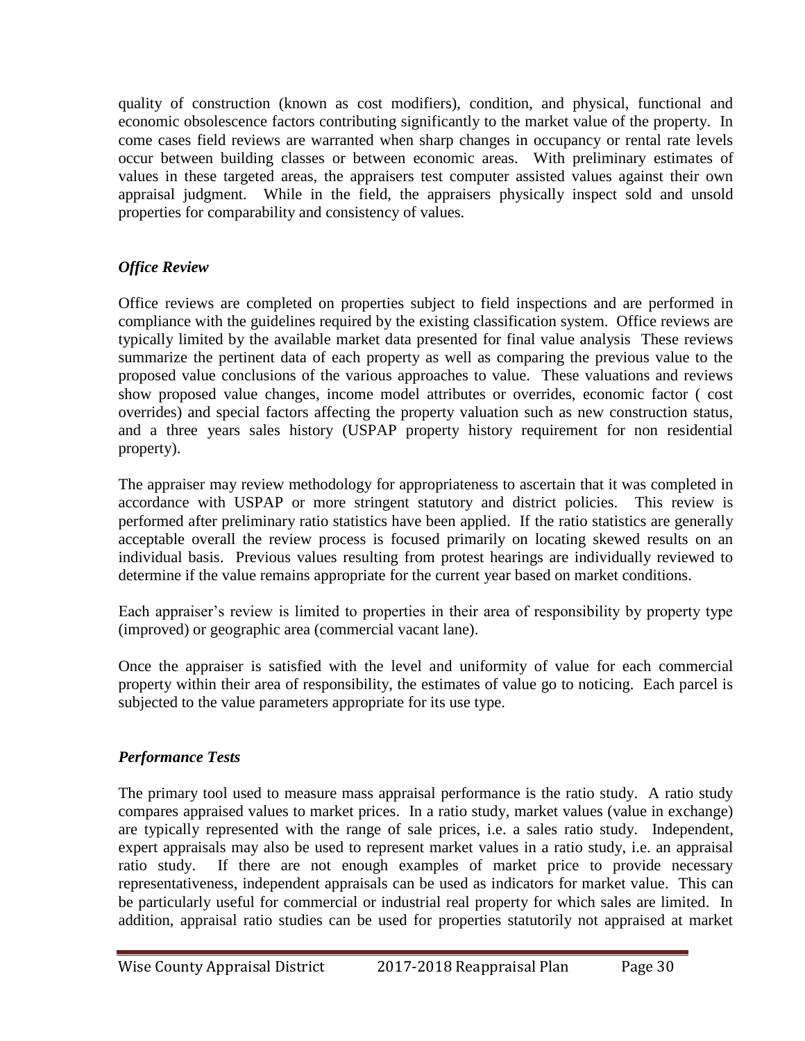quality of construction (known as cost modifiers), condition, and physical, functional and economic obsolescence factors contributing significantly to the market value of the property. In come cases field reviews are warranted when sharp changes in occupancy or rental rate levels occur between building classes or between economic areas. With preliminary estimates of values in these targeted areas, the appraisers test computer assisted values against their own appraisal judgment. While in the field, the appraisers physically inspect sold and unsold properties for comparability and consistency of values.

### *Office Review*

Office reviews are completed on properties subject to field inspections and are performed in compliance with the guidelines required by the existing classification system. Office reviews are typically limited by the available market data presented for final value analysis These reviews summarize the pertinent data of each property as well as comparing the previous value to the proposed value conclusions of the various approaches to value. These valuations and reviews show proposed value changes, income model attributes or overrides, economic factor ( cost overrides) and special factors affecting the property valuation such as new construction status, and a three years sales history (USPAP property history requirement for non residential property).

The appraiser may review methodology for appropriateness to ascertain that it was completed in accordance with USPAP or more stringent statutory and district policies. This review is performed after preliminary ratio statistics have been applied. If the ratio statistics are generally acceptable overall the review process is focused primarily on locating skewed results on an individual basis. Previous values resulting from protest hearings are individually reviewed to determine if the value remains appropriate for the current year based on market conditions.

Each appraiser's review is limited to properties in their area of responsibility by property type (improved) or geographic area (commercial vacant lane).

Once the appraiser is satisfied with the level and uniformity of value for each commercial property within their area of responsibility, the estimates of value go to noticing. Each parcel is subjected to the value parameters appropriate for its use type.

### *Performance Tests*

The primary tool used to measure mass appraisal performance is the ratio study. A ratio study compares appraised values to market prices. In a ratio study, market values (value in exchange) are typically represented with the range of sale prices, i.e. a sales ratio study. Independent, expert appraisals may also be used to represent market values in a ratio study, i.e. an appraisal ratio study. If there are not enough examples of market price to provide necessary representativeness, independent appraisals can be used as indicators for market value. This can be particularly useful for commercial or industrial real property for which sales are limited. In addition, appraisal ratio studies can be used for properties statutorily not appraised at market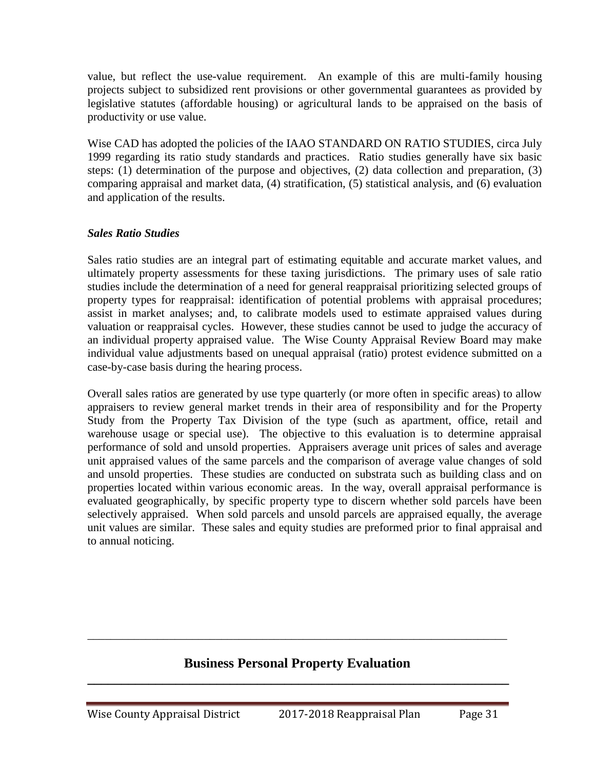value, but reflect the use-value requirement. An example of this are multi-family housing projects subject to subsidized rent provisions or other governmental guarantees as provided by legislative statutes (affordable housing) or agricultural lands to be appraised on the basis of productivity or use value.

Wise CAD has adopted the policies of the IAAO STANDARD ON RATIO STUDIES, circa July 1999 regarding its ratio study standards and practices. Ratio studies generally have six basic steps: (1) determination of the purpose and objectives, (2) data collection and preparation, (3) comparing appraisal and market data, (4) stratification, (5) statistical analysis, and (6) evaluation and application of the results.

### *Sales Ratio Studies*

Sales ratio studies are an integral part of estimating equitable and accurate market values, and ultimately property assessments for these taxing jurisdictions. The primary uses of sale ratio studies include the determination of a need for general reappraisal prioritizing selected groups of property types for reappraisal: identification of potential problems with appraisal procedures; assist in market analyses; and, to calibrate models used to estimate appraised values during valuation or reappraisal cycles. However, these studies cannot be used to judge the accuracy of an individual property appraised value. The Wise County Appraisal Review Board may make individual value adjustments based on unequal appraisal (ratio) protest evidence submitted on a case-by-case basis during the hearing process.

Overall sales ratios are generated by use type quarterly (or more often in specific areas) to allow appraisers to review general market trends in their area of responsibility and for the Property Study from the Property Tax Division of the type (such as apartment, office, retail and warehouse usage or special use). The objective to this evaluation is to determine appraisal performance of sold and unsold properties. Appraisers average unit prices of sales and average unit appraised values of the same parcels and the comparison of average value changes of sold and unsold properties. These studies are conducted on substrata such as building class and on properties located within various economic areas. In the way, overall appraisal performance is evaluated geographically, by specific property type to discern whether sold parcels have been selectively appraised. When sold parcels and unsold parcels are appraised equally, the average unit values are similar. These sales and equity studies are preformed prior to final appraisal and to annual noticing.

## Business Personal Property Evaluation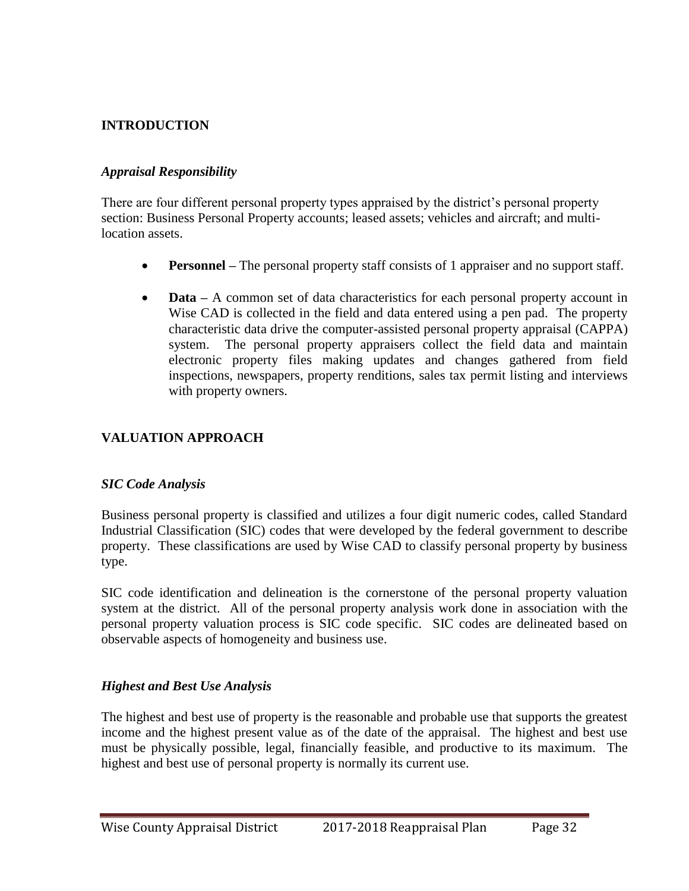## INTRODUCTION

### *Appraisal Responsibility*

There are four different personal property types appraised by the district's personal property section: Business Personal Property accounts; leased assets; vehicles and aircraft; and multi-location assets.

- **Personnel –** The personal property staff consists of 1 appraiser and no support staff.
- **Data –** A common set of data characteristics for each personal property account in Wise CAD is collected in the field and data entered using a pen pad. The property characteristic data drive the computer-assisted personal property appraisal (CAPPA) system. The personal property appraisers collect the field data and maintain electronic property files making updates and changes gathered from field inspections, newspapers, property renditions, sales tax permit listing and interviews with property owners.

## VALUATION APPROACH

### *SIC Code Analysis*

Business personal property is classified and utilizes a four digit numeric codes, called Standard Industrial Classification (SIC) codes that were developed by the federal government to describe property. These classifications are used by Wise CAD to classify personal property by business type.

SIC code identification and delineation is the cornerstone of the personal property valuation system at the district. All of the personal property analysis work done in association with the personal property valuation process is SIC code specific. SIC codes are delineated based on observable aspects of homogeneity and business use.

### *Highest and Best Use Analysis*

The highest and best use of property is the reasonable and probable use that supports the greatest income and the highest present value as of the date of the appraisal. The highest and best use must be physically possible, legal, financially feasible, and productive to its maximum. The highest and best use of personal property is normally its current use.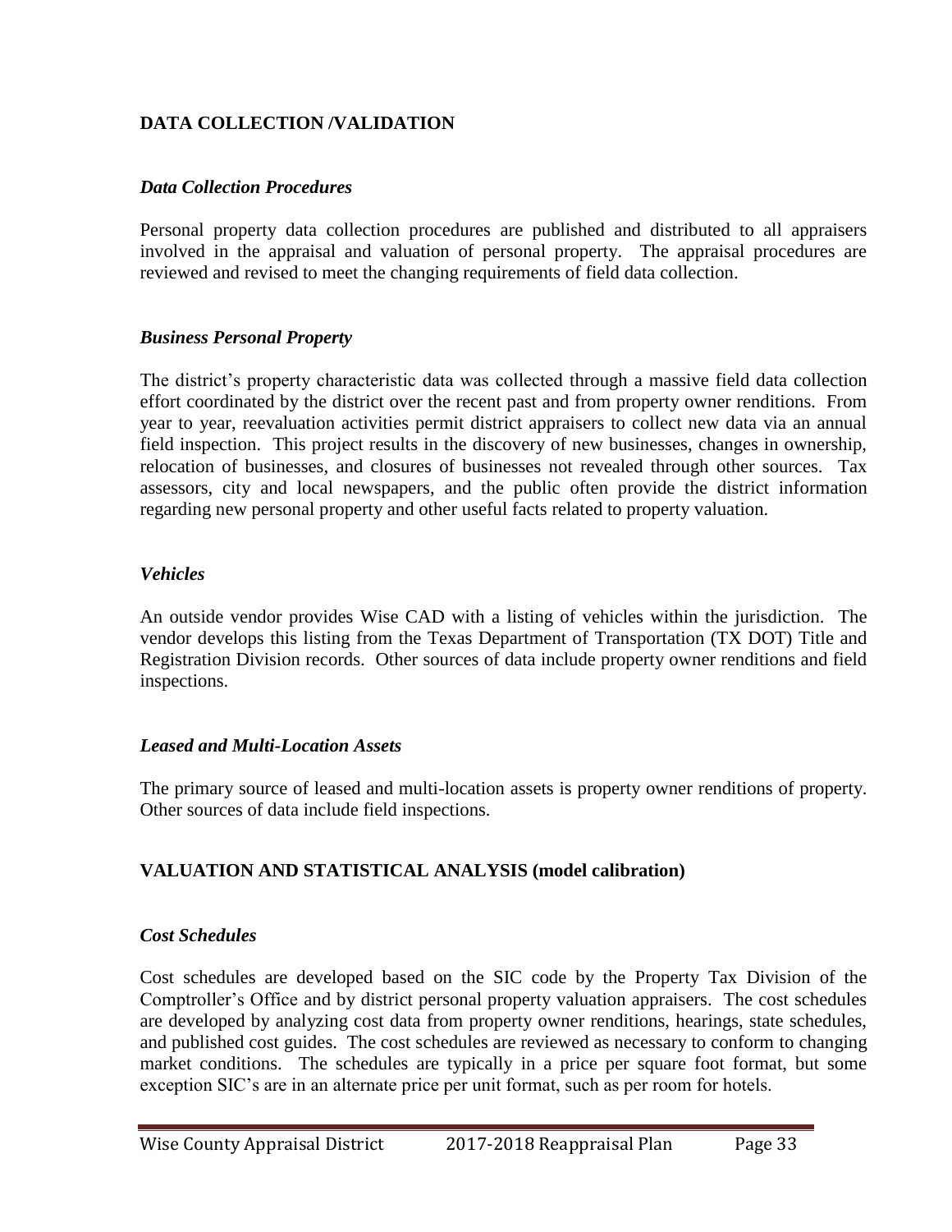## DATA COLLECTION /VALIDATION

### *Data Collection Procedures*

Personal property data collection procedures are published and distributed to all appraisers involved in the appraisal and valuation of personal property. The appraisal procedures are reviewed and revised to meet the changing requirements of field data collection.

### *Business Personal Property*

The district's property characteristic data was collected through a massive field data collection effort coordinated by the district over the recent past and from property owner renditions. From year to year, reevaluation activities permit district appraisers to collect new data via an annual field inspection. This project results in the discovery of new businesses, changes in ownership, relocation of businesses, and closures of businesses not revealed through other sources. Tax assessors, city and local newspapers, and the public often provide the district information regarding new personal property and other useful facts related to property valuation.

### *Vehicles*

An outside vendor provides Wise CAD with a listing of vehicles within the jurisdiction. The vendor develops this listing from the Texas Department of Transportation (TX DOT) Title and Registration Division records. Other sources of data include property owner renditions and field inspections.

### *Leased and Multi-Location Assets*

The primary source of leased and multi-location assets is property owner renditions of property. Other sources of data include field inspections.

## VALUATION AND STATISTICAL ANALYSIS (model calibration)

### *Cost Schedules*

Cost schedules are developed based on the SIC code by the Property Tax Division of the Comptroller's Office and by district personal property valuation appraisers. The cost schedules are developed by analyzing cost data from property owner renditions, hearings, state schedules, and published cost guides. The cost schedules are reviewed as necessary to conform to changing market conditions. The schedules are typically in a price per square foot format, but some exception SIC's are in an alternate price per unit format, such as per room for hotels.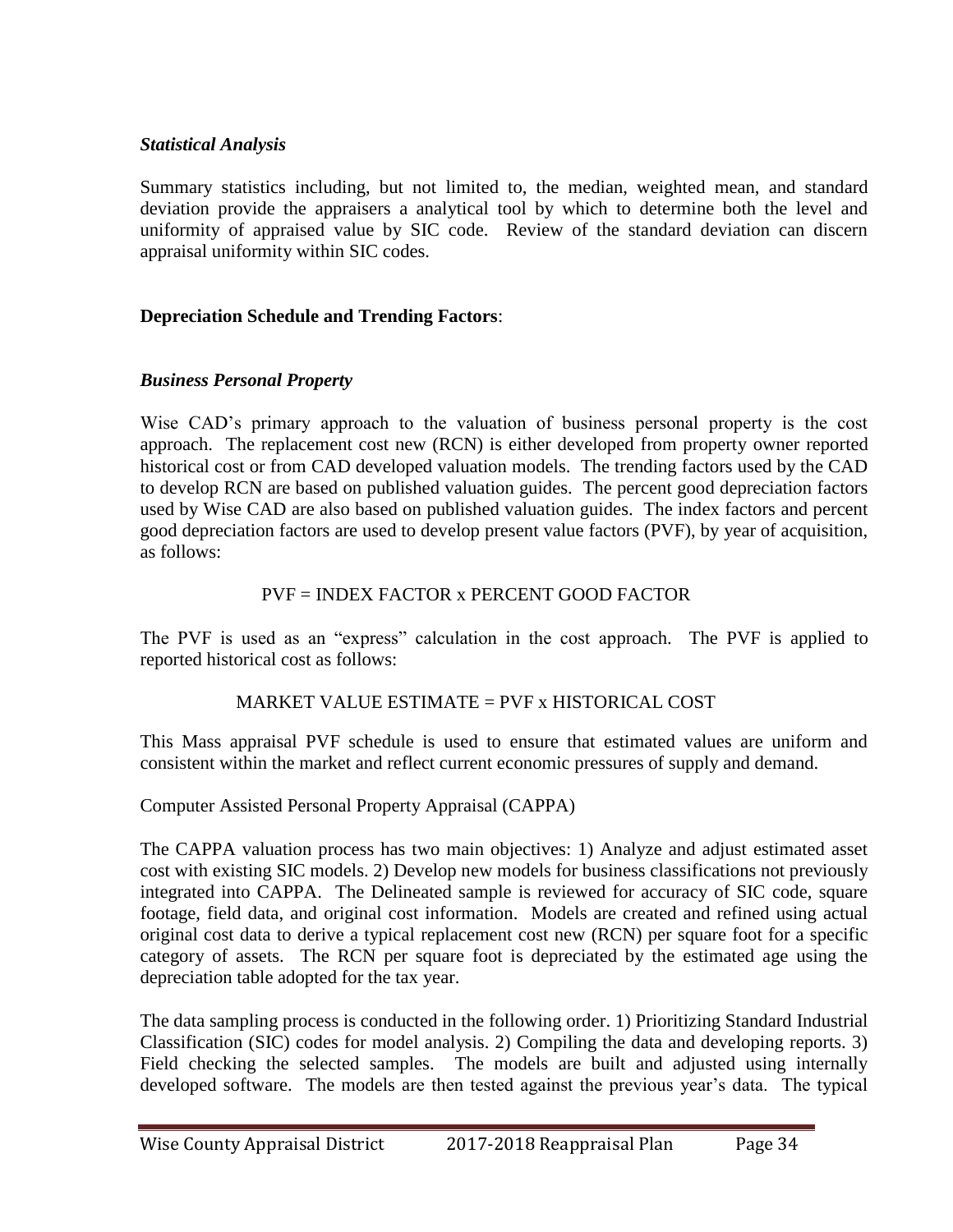### *Statistical Analysis*

Summary statistics including, but not limited to, the median, weighted mean, and standard deviation provide the appraisers a analytical tool by which to determine both the level and uniformity of appraised value by SIC code. Review of the standard deviation can discern appraisal uniformity within SIC codes.

## **Depreciation Schedule and Trending Factors**:

### *Business Personal Property*

Wise CAD's primary approach to the valuation of business personal property is the cost approach. The replacement cost new (RCN) is either developed from property owner reported historical cost or from CAD developed valuation models. The trending factors used by the CAD to develop RCN are based on published valuation guides. The percent good depreciation factors used by Wise CAD are also based on published valuation guides. The index factors and percent good depreciation factors are used to develop present value factors (PVF), by year of acquisition, as follows:

PVF = INDEX FACTOR x PERCENT GOOD FACTOR

The PVF is used as an "express" calculation in the cost approach. The PVF is applied to reported historical cost as follows:

MARKET VALUE ESTIMATE = PVF x HISTORICAL COST

This Mass appraisal PVF schedule is used to ensure that estimated values are uniform and consistent within the market and reflect current economic pressures of supply and demand.

Computer Assisted Personal Property Appraisal (CAPPA)

The CAPPA valuation process has two main objectives: 1) Analyze and adjust estimated asset cost with existing SIC models. 2) Develop new models for business classifications not previously integrated into CAPPA. The Delineated sample is reviewed for accuracy of SIC code, square footage, field data, and original cost information. Models are created and refined using actual original cost data to derive a typical replacement cost new (RCN) per square foot for a specific category of assets. The RCN per square foot is depreciated by the estimated age using the depreciation table adopted for the tax year.

The data sampling process is conducted in the following order. 1) Prioritizing Standard Industrial Classification (SIC) codes for model analysis. 2) Compiling the data and developing reports. 3) Field checking the selected samples. The models are built and adjusted using internally developed software. The models are then tested against the previous year's data. The typical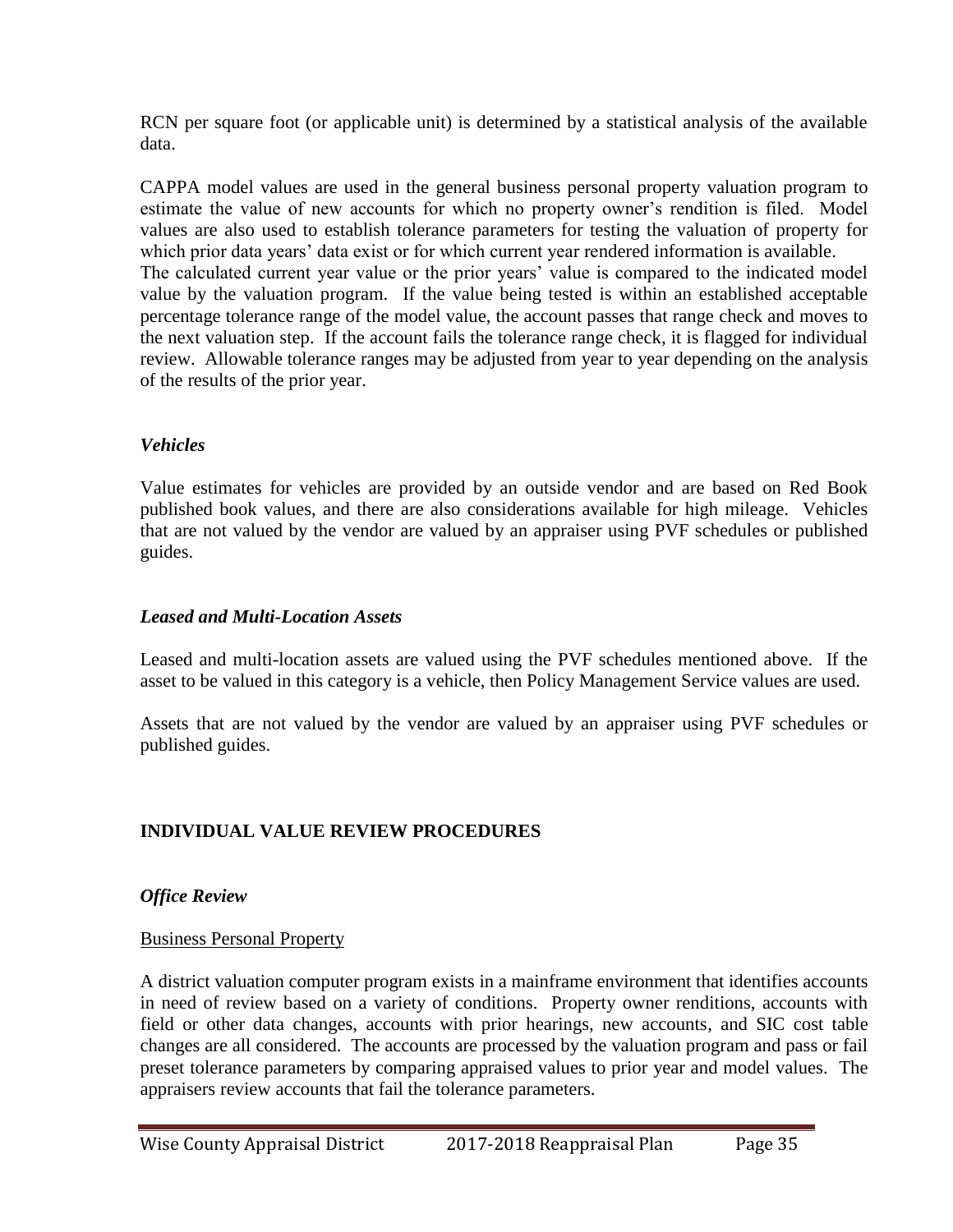RCN per square foot (or applicable unit) is determined by a statistical analysis of the available data.

CAPPA model values are used in the general business personal property valuation program to estimate the value of new accounts for which no property owner's rendition is filed. Model values are also used to establish tolerance parameters for testing the valuation of property for which prior data years' data exist or for which current year rendered information is available. The calculated current year value or the prior years' value is compared to the indicated model value by the valuation program. If the value being tested is within an established acceptable percentage tolerance range of the model value, the account passes that range check and moves to the next valuation step. If the account fails the tolerance range check, it is flagged for individual review. Allowable tolerance ranges may be adjusted from year to year depending on the analysis of the results of the prior year.

### *Vehicles*

Value estimates for vehicles are provided by an outside vendor and are based on Red Book published book values, and there are also considerations available for high mileage. Vehicles that are not valued by the vendor are valued by an appraiser using PVF schedules or published guides.

### *Leased and Multi-Location Assets*

Leased and multi-location assets are valued using the PVF schedules mentioned above. If the asset to be valued in this category is a vehicle, then Policy Management Service values are used.

Assets that are not valued by the vendor are valued by an appraiser using PVF schedules or published guides.

## INDIVIDUAL VALUE REVIEW PROCEDURES

### *Office Review*

#### Business Personal Property

A district valuation computer program exists in a mainframe environment that identifies accounts in need of review based on a variety of conditions. Property owner renditions, accounts with field or other data changes, accounts with prior hearings, new accounts, and SIC cost table changes are all considered. The accounts are processed by the valuation program and pass or fail preset tolerance parameters by comparing appraised values to prior year and model values. The appraisers review accounts that fail the tolerance parameters.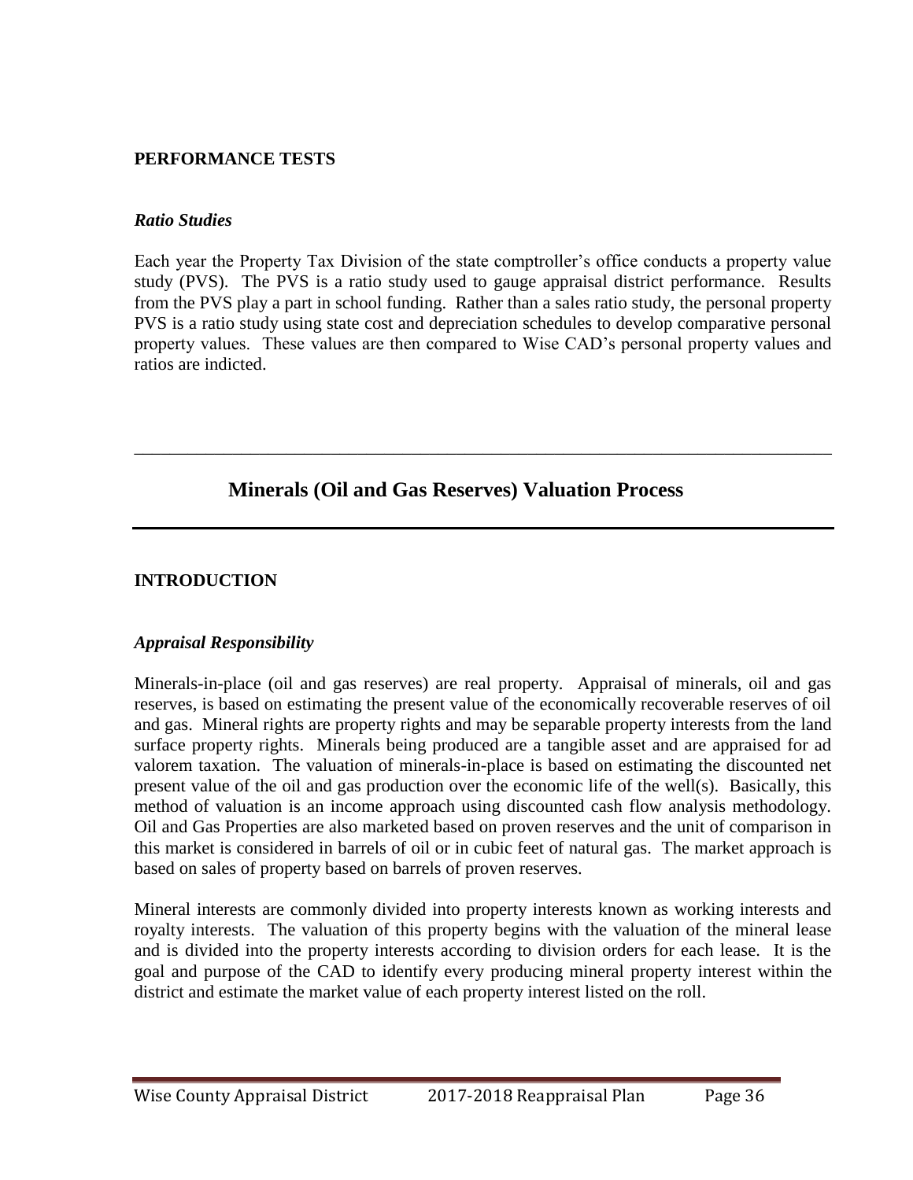## PERFORMANCE TESTS

### *Ratio Studies*

Each year the Property Tax Division of the state comptroller's office conducts a property value study (PVS). The PVS is a ratio study used to gauge appraisal district performance. Results from the PVS play a part in school funding. Rather than a sales ratio study, the personal property PVS is a ratio study using state cost and depreciation schedules to develop comparative personal property values. These values are then compared to Wise CAD's personal property values and ratios are indicted.

---

# Minerals (Oil and Gas Reserves) Valuation Process

---

## INTRODUCTION

### *Appraisal Responsibility*

Minerals-in-place (oil and gas reserves) are real property. Appraisal of minerals, oil and gas reserves, is based on estimating the present value of the economically recoverable reserves of oil and gas. Mineral rights are property rights and may be separable property interests from the land surface property rights. Minerals being produced are a tangible asset and are appraised for ad valorem taxation. The valuation of minerals-in-place is based on estimating the discounted net present value of the oil and gas production over the economic life of the well(s). Basically, this method of valuation is an income approach using discounted cash flow analysis methodology. Oil and Gas Properties are also marketed based on proven reserves and the unit of comparison in this market is considered in barrels of oil or in cubic feet of natural gas. The market approach is based on sales of property based on barrels of proven reserves.

Mineral interests are commonly divided into property interests known as working interests and royalty interests. The valuation of this property begins with the valuation of the mineral lease and is divided into the property interests according to division orders for each lease. It is the goal and purpose of the CAD to identify every producing mineral property interest within the district and estimate the market value of each property interest listed on the roll.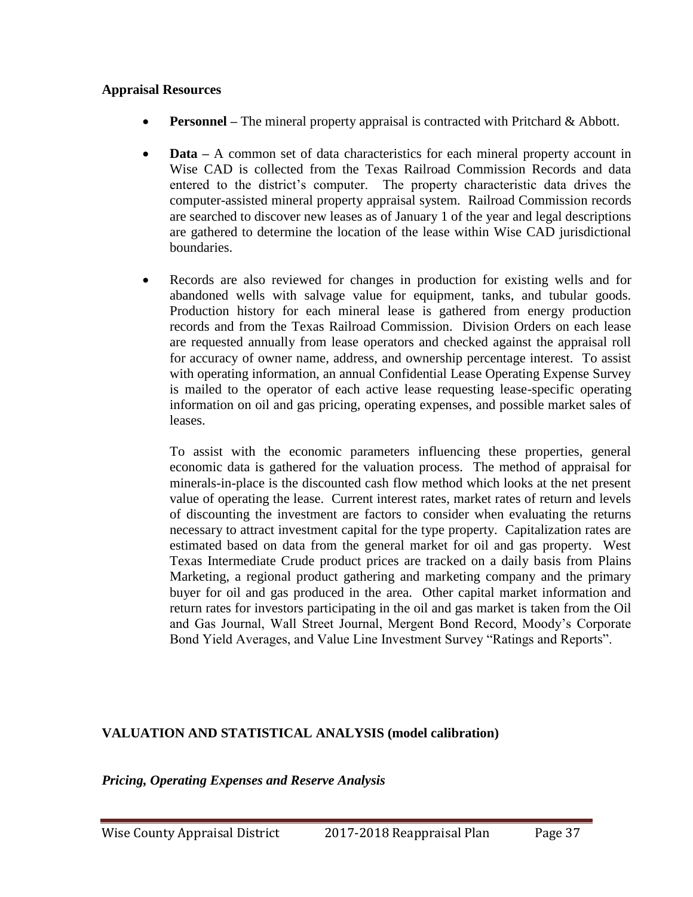**Appraisal Resources**

- **Personnel –** The mineral property appraisal is contracted with Pritchard & Abbott.

- **Data –** A common set of data characteristics for each mineral property account in Wise CAD is collected from the Texas Railroad Commission Records and data entered to the district's computer. The property characteristic data drives the computer-assisted mineral property appraisal system. Railroad Commission records are searched to discover new leases as of January 1 of the year and legal descriptions are gathered to determine the location of the lease within Wise CAD jurisdictional boundaries.

- Records are also reviewed for changes in production for existing wells and for abandoned wells with salvage value for equipment, tanks, and tubular goods. Production history for each mineral lease is gathered from energy production records and from the Texas Railroad Commission. Division Orders on each lease are requested annually from lease operators and checked against the appraisal roll for accuracy of owner name, address, and ownership percentage interest. To assist with operating information, an annual Confidential Lease Operating Expense Survey is mailed to the operator of each active lease requesting lease-specific operating information on oil and gas pricing, operating expenses, and possible market sales of leases.

  To assist with the economic parameters influencing these properties, general economic data is gathered for the valuation process. The method of appraisal for minerals-in-place is the discounted cash flow method which looks at the net present value of operating the lease. Current interest rates, market rates of return and levels of discounting the investment are factors to consider when evaluating the returns necessary to attract investment capital for the type property. Capitalization rates are estimated based on data from the general market for oil and gas property. West Texas Intermediate Crude product prices are tracked on a daily basis from Plains Marketing, a regional product gathering and marketing company and the primary buyer for oil and gas produced in the area. Other capital market information and return rates for investors participating in the oil and gas market is taken from the Oil and Gas Journal, Wall Street Journal, Mergent Bond Record, Moody's Corporate Bond Yield Averages, and Value Line Investment Survey "Ratings and Reports".

## VALUATION AND STATISTICAL ANALYSIS (model calibration)

***Pricing, Operating Expenses and Reserve Analysis***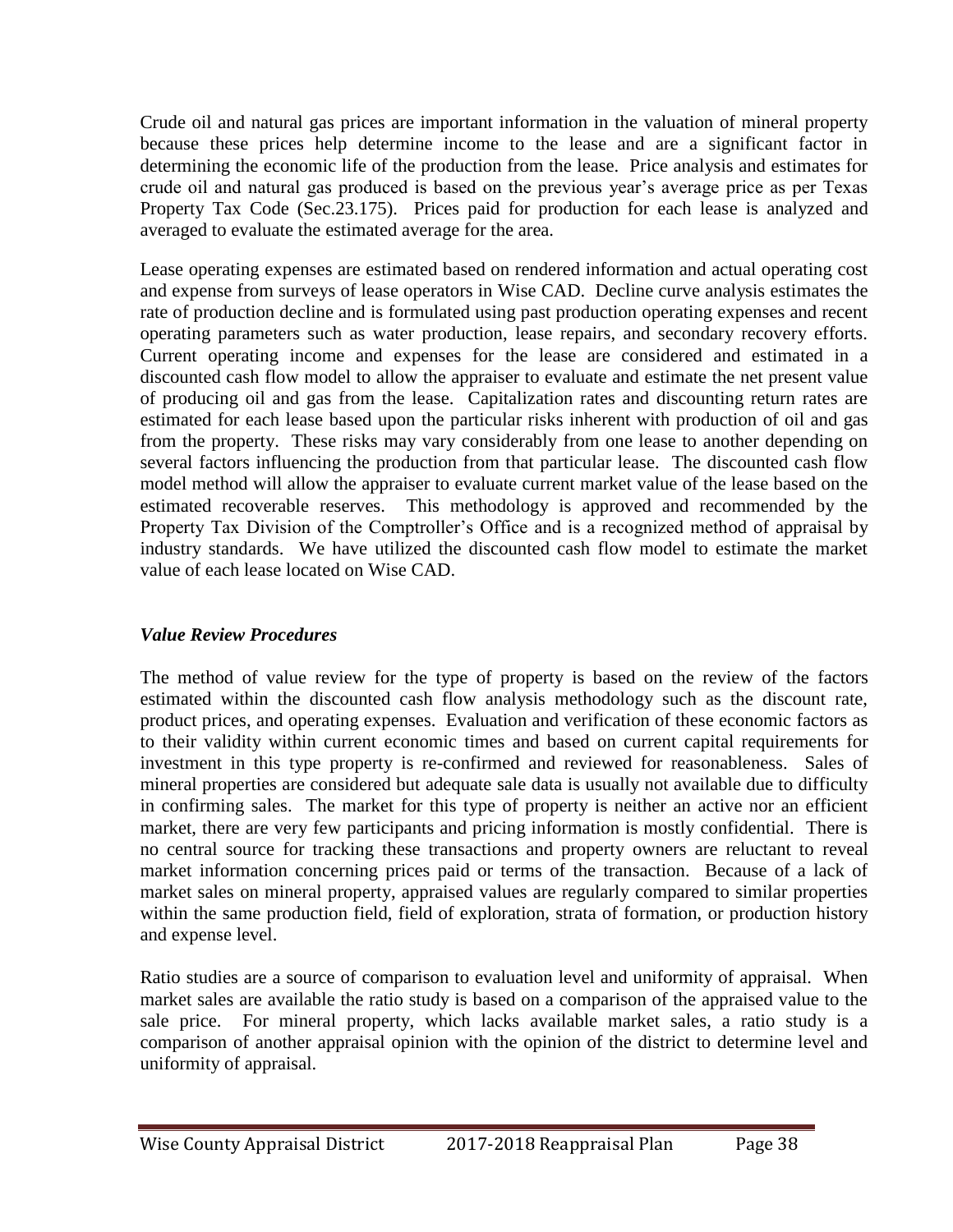Crude oil and natural gas prices are important information in the valuation of mineral property because these prices help determine income to the lease and are a significant factor in determining the economic life of the production from the lease. Price analysis and estimates for crude oil and natural gas produced is based on the previous year's average price as per Texas Property Tax Code (Sec.23.175). Prices paid for production for each lease is analyzed and averaged to evaluate the estimated average for the area.

Lease operating expenses are estimated based on rendered information and actual operating cost and expense from surveys of lease operators in Wise CAD. Decline curve analysis estimates the rate of production decline and is formulated using past production operating expenses and recent operating parameters such as water production, lease repairs, and secondary recovery efforts. Current operating income and expenses for the lease are considered and estimated in a discounted cash flow model to allow the appraiser to evaluate and estimate the net present value of producing oil and gas from the lease. Capitalization rates and discounting return rates are estimated for each lease based upon the particular risks inherent with production of oil and gas from the property. These risks may vary considerably from one lease to another depending on several factors influencing the production from that particular lease. The discounted cash flow model method will allow the appraiser to evaluate current market value of the lease based on the estimated recoverable reserves. This methodology is approved and recommended by the Property Tax Division of the Comptroller's Office and is a recognized method of appraisal by industry standards. We have utilized the discounted cash flow model to estimate the market value of each lease located on Wise CAD.

### *Value Review Procedures*

The method of value review for the type of property is based on the review of the factors estimated within the discounted cash flow analysis methodology such as the discount rate, product prices, and operating expenses. Evaluation and verification of these economic factors as to their validity within current economic times and based on current capital requirements for investment in this type property is re-confirmed and reviewed for reasonableness. Sales of mineral properties are considered but adequate sale data is usually not available due to difficulty in confirming sales. The market for this type of property is neither an active nor an efficient market, there are very few participants and pricing information is mostly confidential. There is no central source for tracking these transactions and property owners are reluctant to reveal market information concerning prices paid or terms of the transaction. Because of a lack of market sales on mineral property, appraised values are regularly compared to similar properties within the same production field, field of exploration, strata of formation, or production history and expense level.

Ratio studies are a source of comparison to evaluation level and uniformity of appraisal. When market sales are available the ratio study is based on a comparison of the appraised value to the sale price. For mineral property, which lacks available market sales, a ratio study is a comparison of another appraisal opinion with the opinion of the district to determine level and uniformity of appraisal.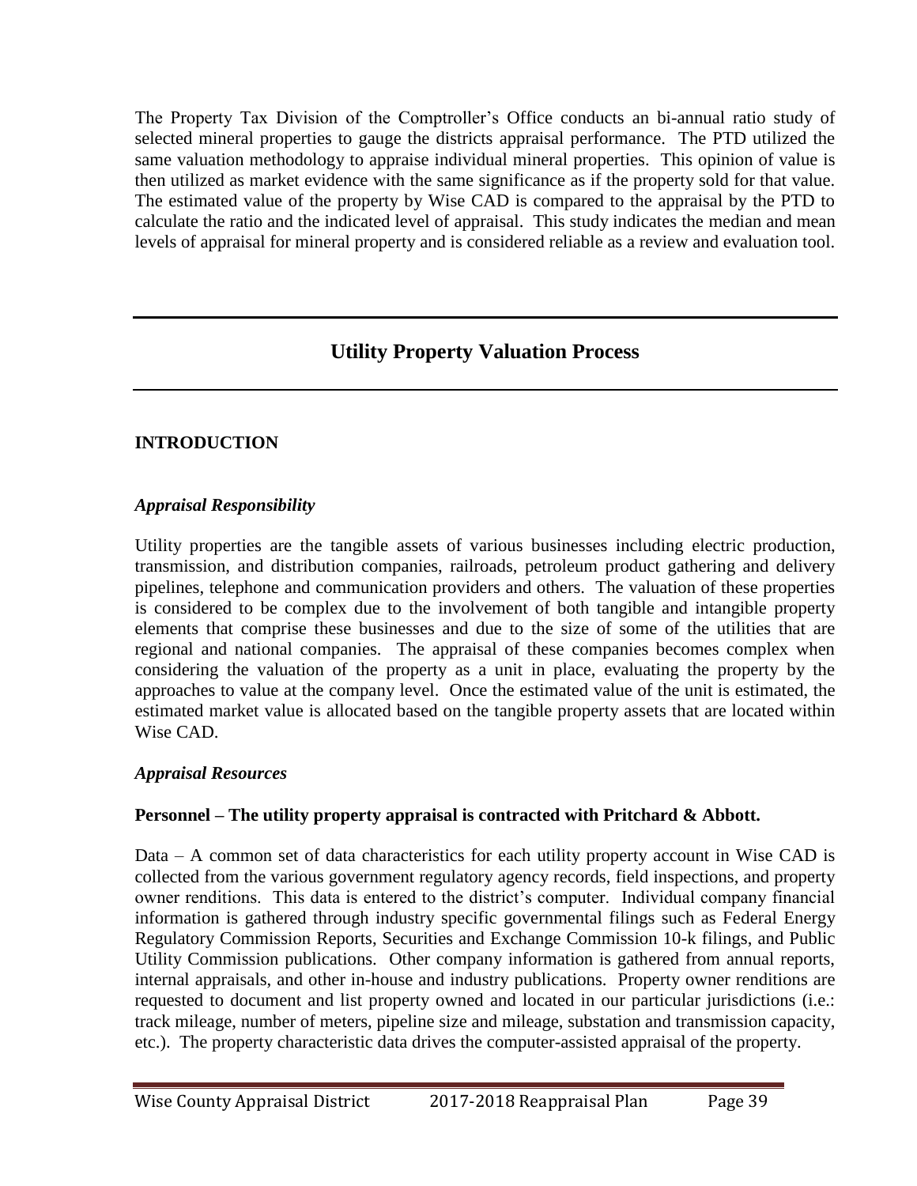The Property Tax Division of the Comptroller's Office conducts an bi-annual ratio study of selected mineral properties to gauge the districts appraisal performance. The PTD utilized the same valuation methodology to appraise individual mineral properties. This opinion of value is then utilized as market evidence with the same significance as if the property sold for that value. The estimated value of the property by Wise CAD is compared to the appraisal by the PTD to calculate the ratio and the indicated level of appraisal. This study indicates the median and mean levels of appraisal for mineral property and is considered reliable as a review and evaluation tool.

---

## Utility Property Valuation Process

---

### INTRODUCTION

#### *Appraisal Responsibility*

Utility properties are the tangible assets of various businesses including electric production, transmission, and distribution companies, railroads, petroleum product gathering and delivery pipelines, telephone and communication providers and others. The valuation of these properties is considered to be complex due to the involvement of both tangible and intangible property elements that comprise these businesses and due to the size of some of the utilities that are regional and national companies. The appraisal of these companies becomes complex when considering the valuation of the property as a unit in place, evaluating the property by the approaches to value at the company level. Once the estimated value of the unit is estimated, the estimated market value is allocated based on the tangible property assets that are located within Wise CAD.

#### *Appraisal Resources*

**Personnel – The utility property appraisal is contracted with Pritchard & Abbott.**

Data – A common set of data characteristics for each utility property account in Wise CAD is collected from the various government regulatory agency records, field inspections, and property owner renditions. This data is entered to the district's computer. Individual company financial information is gathered through industry specific governmental filings such as Federal Energy Regulatory Commission Reports, Securities and Exchange Commission 10-k filings, and Public Utility Commission publications. Other company information is gathered from annual reports, internal appraisals, and other in-house and industry publications. Property owner renditions are requested to document and list property owned and located in our particular jurisdictions (i.e.: track mileage, number of meters, pipeline size and mileage, substation and transmission capacity, etc.). The property characteristic data drives the computer-assisted appraisal of the property.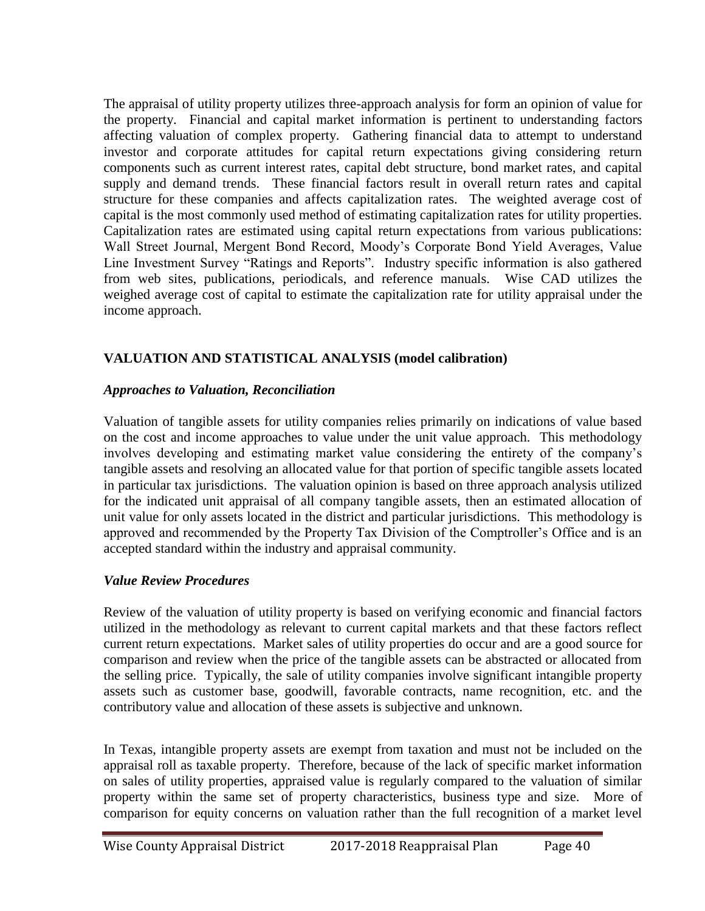The appraisal of utility property utilizes three-approach analysis for form an opinion of value for the property. Financial and capital market information is pertinent to understanding factors affecting valuation of complex property. Gathering financial data to attempt to understand investor and corporate attitudes for capital return expectations giving considering return components such as current interest rates, capital debt structure, bond market rates, and capital supply and demand trends. These financial factors result in overall return rates and capital structure for these companies and affects capitalization rates. The weighted average cost of capital is the most commonly used method of estimating capitalization rates for utility properties. Capitalization rates are estimated using capital return expectations from various publications: Wall Street Journal, Mergent Bond Record, Moody's Corporate Bond Yield Averages, Value Line Investment Survey "Ratings and Reports". Industry specific information is also gathered from web sites, publications, periodicals, and reference manuals. Wise CAD utilizes the weighed average cost of capital to estimate the capitalization rate for utility appraisal under the income approach.

## VALUATION AND STATISTICAL ANALYSIS (model calibration)

### *Approaches to Valuation, Reconciliation*

Valuation of tangible assets for utility companies relies primarily on indications of value based on the cost and income approaches to value under the unit value approach. This methodology involves developing and estimating market value considering the entirety of the company's tangible assets and resolving an allocated value for that portion of specific tangible assets located in particular tax jurisdictions. The valuation opinion is based on three approach analysis utilized for the indicated unit appraisal of all company tangible assets, then an estimated allocation of unit value for only assets located in the district and particular jurisdictions. This methodology is approved and recommended by the Property Tax Division of the Comptroller's Office and is an accepted standard within the industry and appraisal community.

### *Value Review Procedures*

Review of the valuation of utility property is based on verifying economic and financial factors utilized in the methodology as relevant to current capital markets and that these factors reflect current return expectations. Market sales of utility properties do occur and are a good source for comparison and review when the price of the tangible assets can be abstracted or allocated from the selling price. Typically, the sale of utility companies involve significant intangible property assets such as customer base, goodwill, favorable contracts, name recognition, etc. and the contributory value and allocation of these assets is subjective and unknown.

In Texas, intangible property assets are exempt from taxation and must not be included on the appraisal roll as taxable property. Therefore, because of the lack of specific market information on sales of utility properties, appraised value is regularly compared to the valuation of similar property within the same set of property characteristics, business type and size. More of comparison for equity concerns on valuation rather than the full recognition of a market level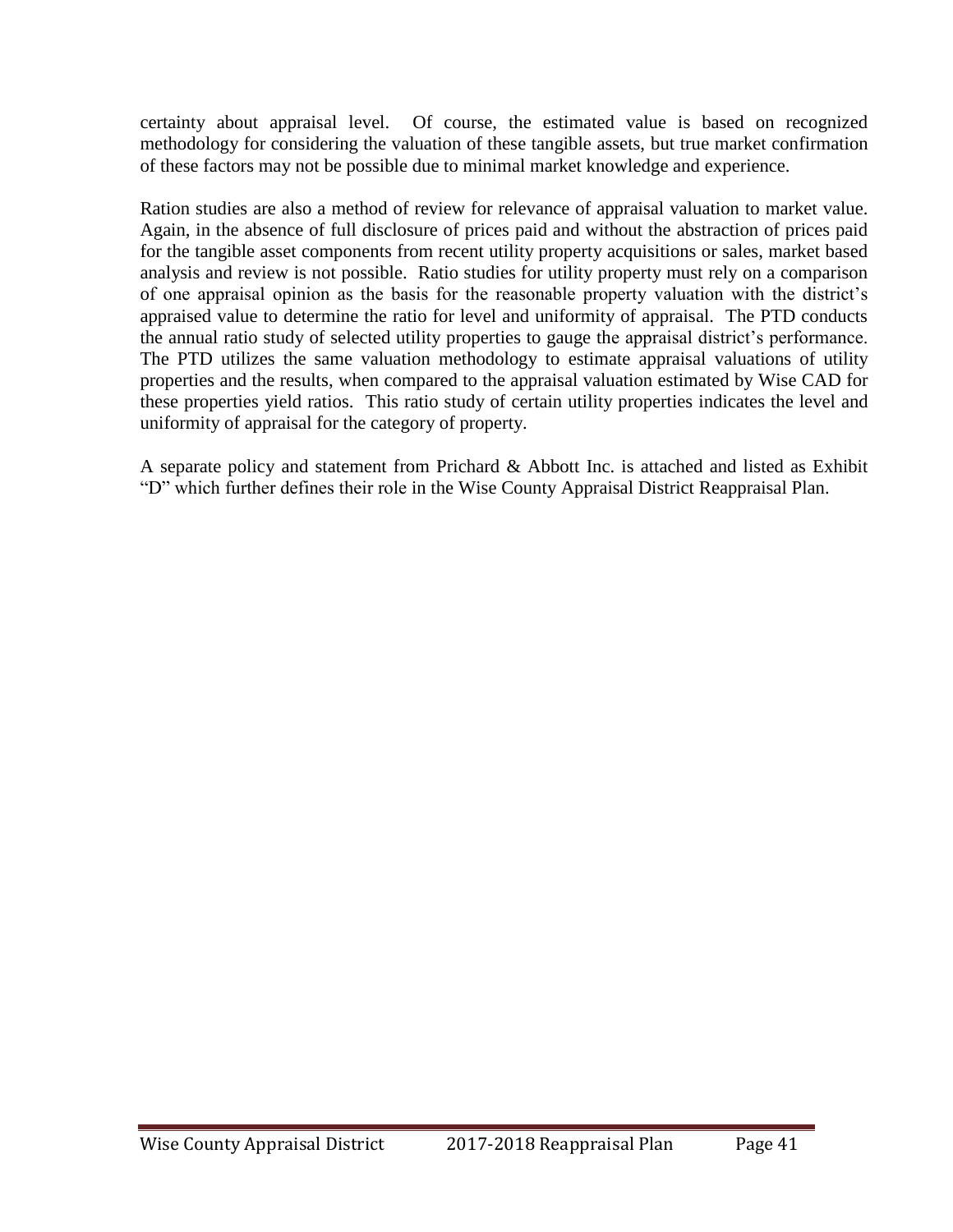certainty about appraisal level. Of course, the estimated value is based on recognized methodology for considering the valuation of these tangible assets, but true market confirmation of these factors may not be possible due to minimal market knowledge and experience.

Ration studies are also a method of review for relevance of appraisal valuation to market value. Again, in the absence of full disclosure of prices paid and without the abstraction of prices paid for the tangible asset components from recent utility property acquisitions or sales, market based analysis and review is not possible. Ratio studies for utility property must rely on a comparison of one appraisal opinion as the basis for the reasonable property valuation with the district's appraised value to determine the ratio for level and uniformity of appraisal. The PTD conducts the annual ratio study of selected utility properties to gauge the appraisal district's performance. The PTD utilizes the same valuation methodology to estimate appraisal valuations of utility properties and the results, when compared to the appraisal valuation estimated by Wise CAD for these properties yield ratios. This ratio study of certain utility properties indicates the level and uniformity of appraisal for the category of property.

A separate policy and statement from Prichard & Abbott Inc. is attached and listed as Exhibit "D" which further defines their role in the Wise County Appraisal District Reappraisal Plan.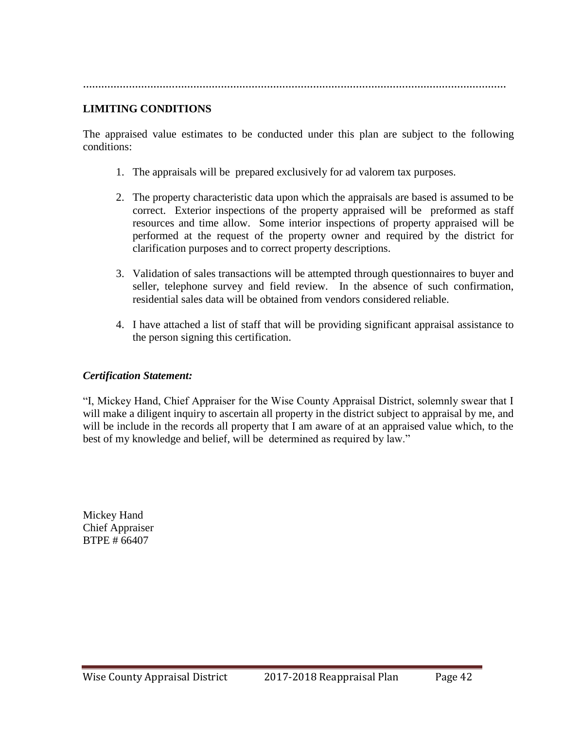.....................................................................................................................................

## LIMITING CONDITIONS

The appraised value estimates to be conducted under this plan are subject to the following conditions:

1. The appraisals will be prepared exclusively for ad valorem tax purposes.

2. The property characteristic data upon which the appraisals are based is assumed to be correct. Exterior inspections of the property appraised will be preformed as staff resources and time allow. Some interior inspections of property appraised will be performed at the request of the property owner and required by the district for clarification purposes and to correct property descriptions.

3. Validation of sales transactions will be attempted through questionnaires to buyer and seller, telephone survey and field review. In the absence of such confirmation, residential sales data will be obtained from vendors considered reliable.

4. I have attached a list of staff that will be providing significant appraisal assistance to the person signing this certification.

***Certification Statement:***

"I, Mickey Hand, Chief Appraiser for the Wise County Appraisal District, solemnly swear that I will make a diligent inquiry to ascertain all property in the district subject to appraisal by me, and will be include in the records all property that I am aware of at an appraised value which, to the best of my knowledge and belief, will be determined as required by law."

Mickey Hand
Chief Appraiser
BTPE # 66407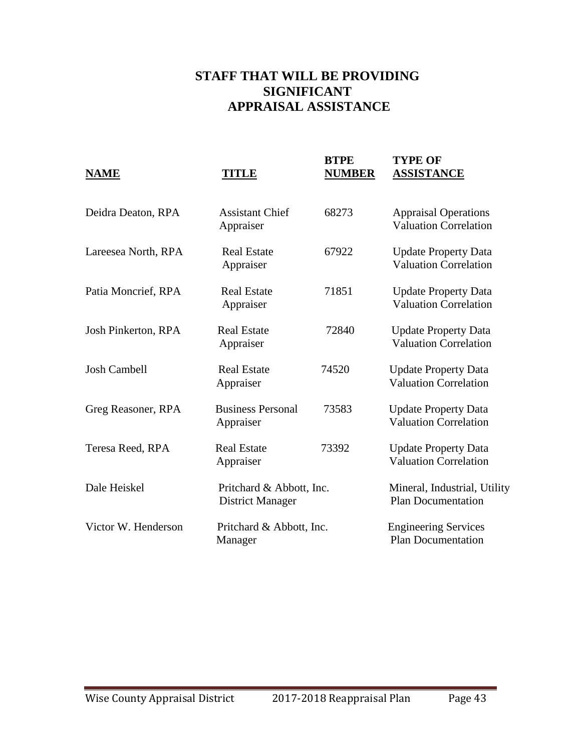# STAFF THAT WILL BE PROVIDING SIGNIFICANT APPRAISAL ASSISTANCE

| NAME | TITLE | BTPE NUMBER | TYPE OF ASSISTANCE |
|---|---|---|---|
| Deidra Deaton, RPA | Assistant Chief Appraiser | 68273 | Appraisal Operations Valuation Correlation |
| Lareesea North, RPA | Real Estate Appraiser | 67922 | Update Property Data Valuation Correlation |
| Patia Moncrief, RPA | Real Estate Appraiser | 71851 | Update Property Data Valuation Correlation |
| Josh Pinkerton, RPA | Real Estate Appraiser | 72840 | Update Property Data Valuation Correlation |
| Josh Cambell | Real Estate Appraiser | 74520 | Update Property Data Valuation Correlation |
| Greg Reasoner, RPA | Business Personal Appraiser | 73583 | Update Property Data Valuation Correlation |
| Teresa Reed, RPA | Real Estate Appraiser | 73392 | Update Property Data Valuation Correlation |
| Dale Heiskel | Pritchard & Abbott, Inc. District Manager | | Mineral, Industrial, Utility Plan Documentation |
| Victor W. Henderson | Pritchard & Abbott, Inc. Manager | | Engineering Services Plan Documentation |